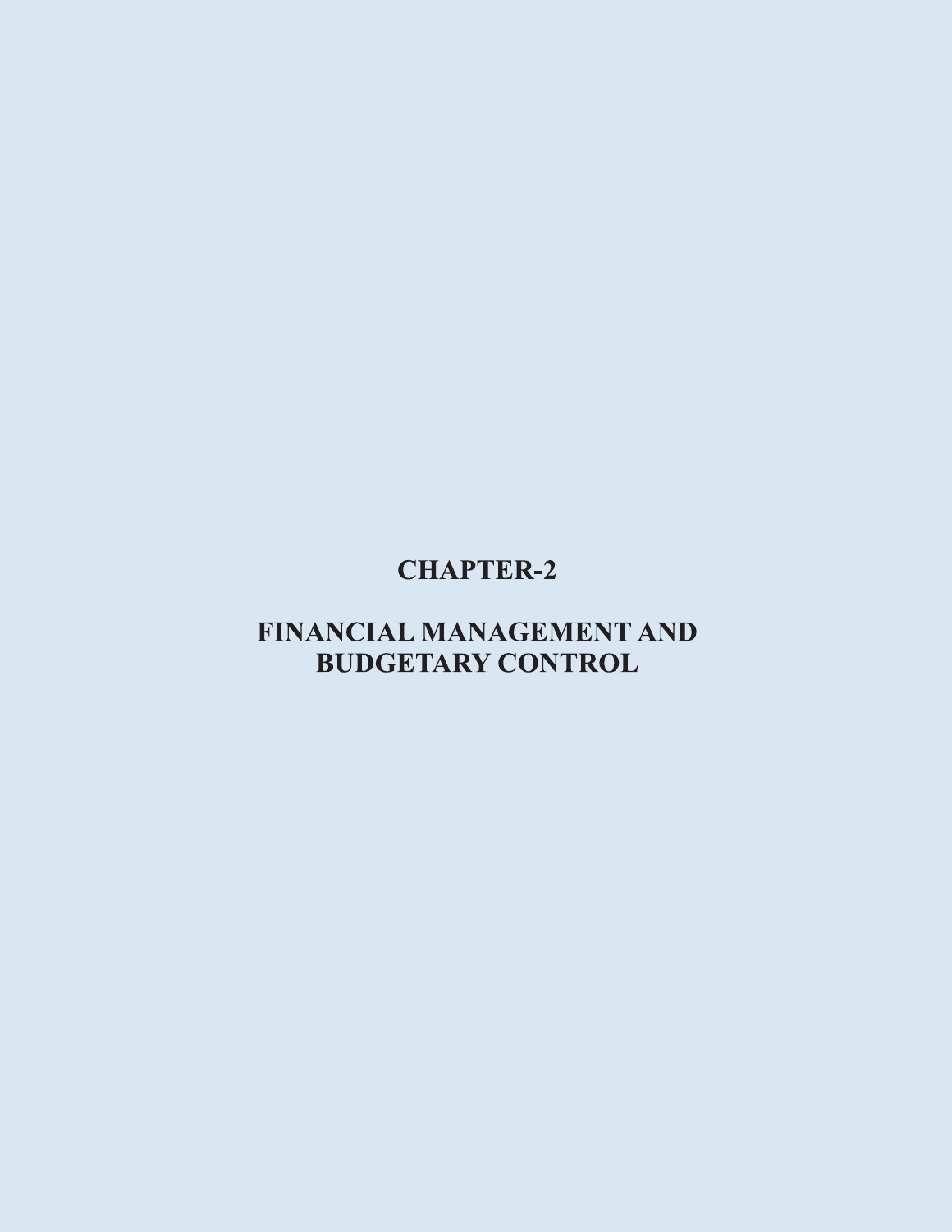# CHAPTER-2

# FINANCIAL MANAGEMENT AND BUDGETARY CONTROL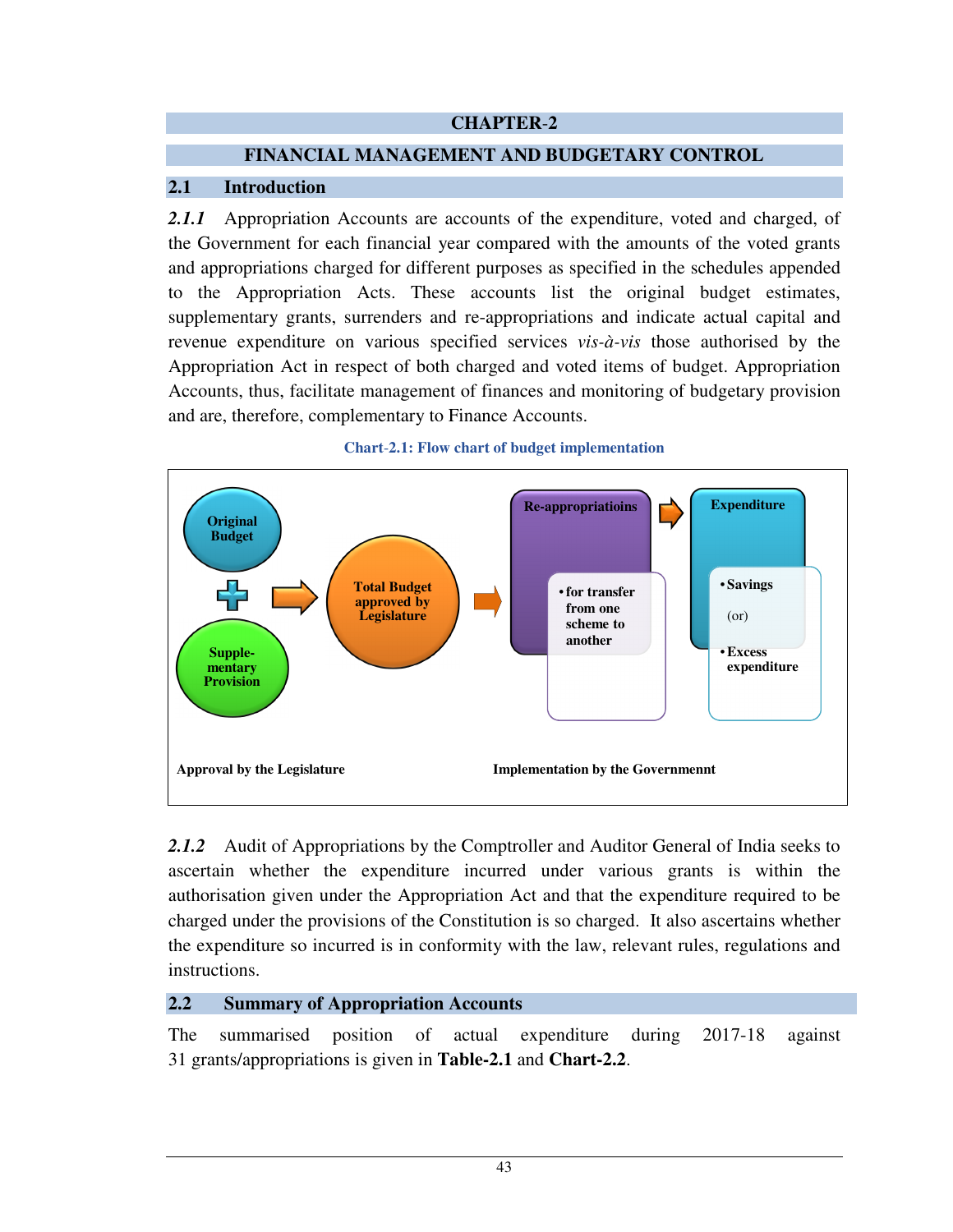# CHAPTER-2

## FINANCIAL MANAGEMENT AND BUDGETARY CONTROL

### 2.1 Introduction

***2.1.1*** Appropriation Accounts are accounts of the expenditure, voted and charged, of the Government for each financial year compared with the amounts of the voted grants and appropriations charged for different purposes as specified in the schedules appended to the Appropriation Acts. These accounts list the original budget estimates, supplementary grants, surrenders and re-appropriations and indicate actual capital and revenue expenditure on various specified services *vis-à-vis* those authorised by the Appropriation Act in respect of both charged and voted items of budget. Appropriation Accounts, thus, facilitate management of finances and monitoring of budgetary provision and are, therefore, complementary to Finance Accounts.

**Chart-2.1: Flow chart of budget implementation**

Original Budget + Supple-mentary Provision → Total Budget approved by Legislature → Re-appropriatioins (• for transfer from one scheme to another) → Expenditure (• Savings (or) • Excess expenditure)

Approval by the Legislature | Implementation by the Governmennt

***2.1.2*** Audit of Appropriations by the Comptroller and Auditor General of India seeks to ascertain whether the expenditure incurred under various grants is within the authorisation given under the Appropriation Act and that the expenditure required to be charged under the provisions of the Constitution is so charged. It also ascertains whether the expenditure so incurred is in conformity with the law, relevant rules, regulations and instructions.

### 2.2 Summary of Appropriation Accounts

The summarised position of actual expenditure during 2017-18 against 31 grants/appropriations is given in **Table-2.1** and **Chart-2.2**.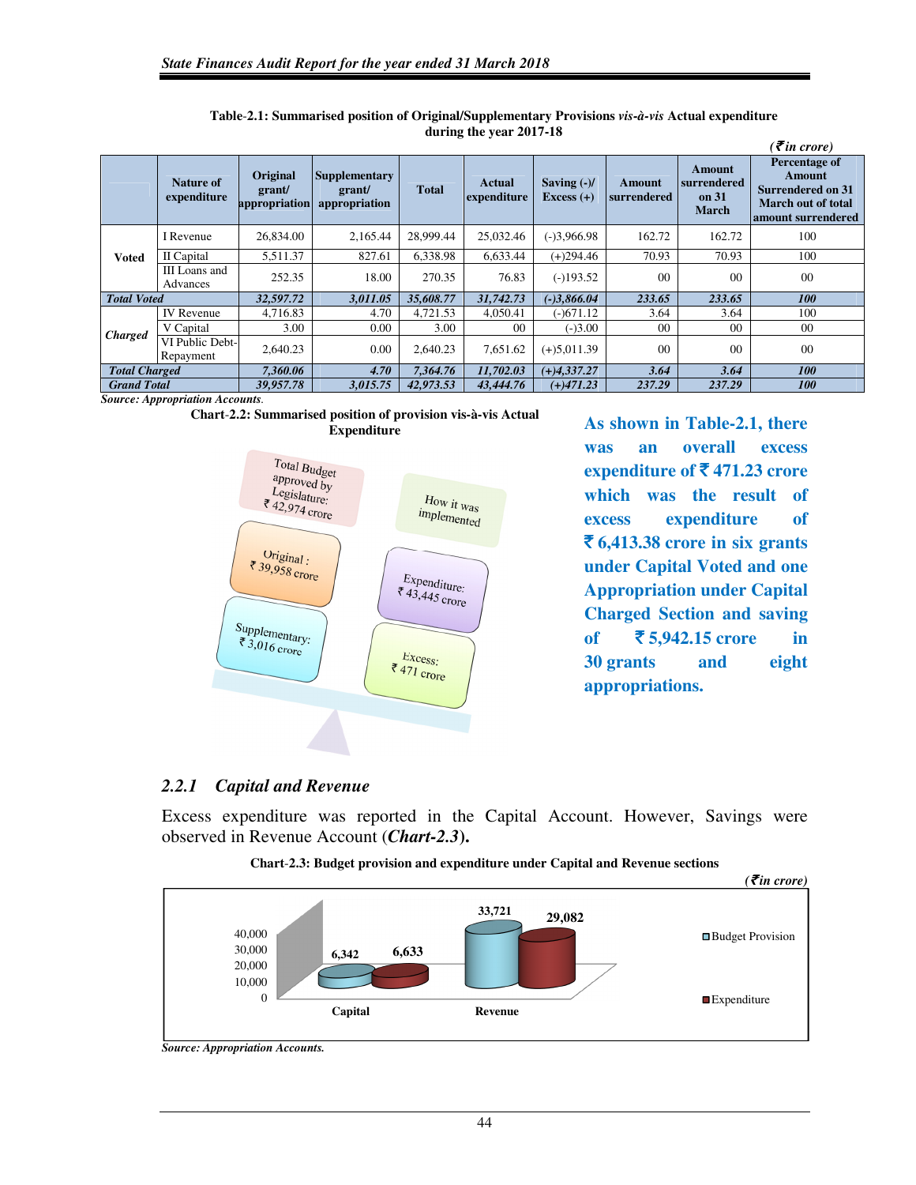**Table-2.1: Summarised position of Original/Supplementary Provisions *vis-à-vis* Actual expenditure during the year 2017-18**

*(₹ in crore)*

| | Nature of expenditure | Original grant/ appropriation | Supplementary grant/ appropriation | Total | Actual expenditure | Saving (-)/ Excess (+) | Amount surrendered | Amount surrendered on 31 March | Percentage of Amount Surrendered on 31 March out of total amount surrendered |
|---|---|---|---|---|---|---|---|---|---|
| Voted | I Revenue | 26,834.00 | 2,165.44 | 28,999.44 | 25,032.46 | (-)3,966.98 | 162.72 | 162.72 | 100 |
| | II Capital | 5,511.37 | 827.61 | 6,338.98 | 6,633.44 | (+)294.46 | 70.93 | 70.93 | 100 |
| | III Loans and Advances | 252.35 | 18.00 | 270.35 | 76.83 | (-)193.52 | 00 | 00 | 00 |
| ***Total Voted*** | | ***32,597.72*** | ***3,011.05*** | ***35,608.77*** | ***31,742.73*** | ***(-)3,866.04*** | ***233.65*** | ***233.65*** | ***100*** |
| Charged | IV Revenue | 4,716.83 | 4.70 | 4,721.53 | 4,050.41 | (-)671.12 | 3.64 | 3.64 | 100 |
| | V Capital | 3.00 | 0.00 | 3.00 | 00 | (-)3.00 | 00 | 00 | 00 |
| | VI Public Debt-Repayment | 2,640.23 | 0.00 | 2,640.23 | 7,651.62 | (+)5,011.39 | 00 | 00 | 00 |
| ***Total Charged*** | | ***7,360.06*** | ***4.70*** | ***7,364.76*** | ***11,702.03*** | ***(+)4,337.27*** | ***3.64*** | ***3.64*** | ***100*** |
| ***Grand Total*** | | ***39,957.78*** | ***3,015.75*** | ***42,973.53*** | ***43,444.76*** | ***(+)471.23*** | ***237.29*** | ***237.29*** | ***100*** |

***Source: Appropriation Accounts.***

**Chart-2.2: Summarised position of provision vis-à-vis Actual Expenditure**

Total Budget approved by Legislature: ₹ 42,974 crore

Original : ₹ 39,958 crore

Supplementary: ₹ 3,016 crore

How it was implemented

Expenditure: ₹ 43,445 crore

Excess: ₹ 471 crore

**As shown in Table-2.1, there was an overall excess expenditure of ₹ 471.23 crore which was the result of excess expenditure of ₹ 6,413.38 crore in six grants under Capital Voted and one Appropriation under Capital Charged Section and saving of ₹ 5,942.15 crore in 30 grants and eight appropriations.**

### *2.2.1 Capital and Revenue*

Excess expenditure was reported in the Capital Account. However, Savings were observed in Revenue Account (***Chart-2.3***).

**Chart-2.3: Budget provision and expenditure under Capital and Revenue sections**

*(₹ in crore)*

| | Budget Provision | Expenditure |
|---|---|---|
| Capital | 6,342 | 6,633 |
| Revenue | 33,721 | 29,082 |

***Source: Appropriation Accounts.***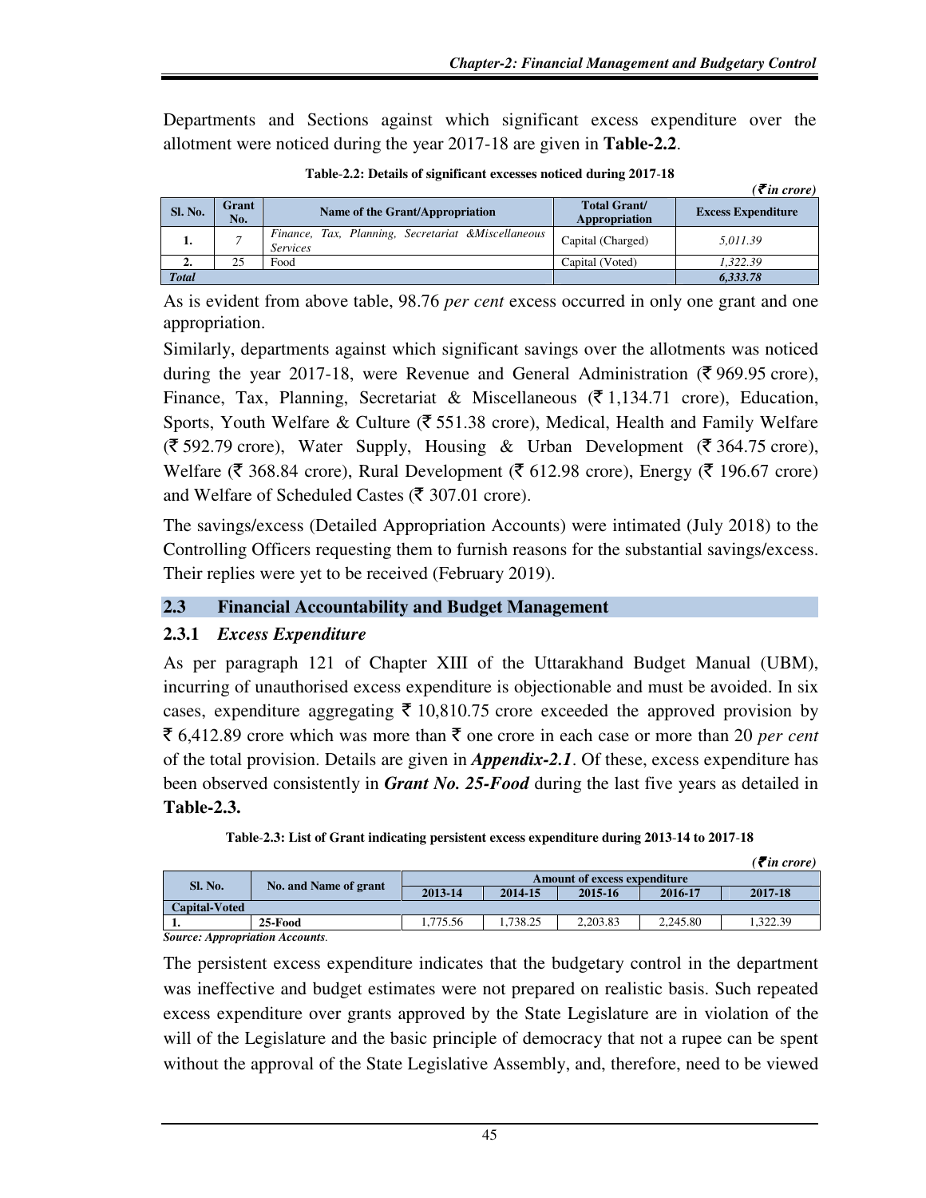Departments and Sections against which significant excess expenditure over the allotment were noticed during the year 2017-18 are given in **Table-2.2**.

**Table-2.2: Details of significant excesses noticed during 2017-18**

*(₹ in crore)*

| Sl. No. | Grant No. | Name of the Grant/Appropriation | Total Grant/ Appropriation | Excess Expenditure |
|---|---|---|---|---|
| 1. | *7* | *Finance, Tax, Planning, Secretariat &Miscellaneous Services* | Capital (Charged) | *5,011.39* |
| 2. | 25 | Food | Capital (Voted) | *1,322.39* |
| ***Total*** | | | | ***6,333.78*** |

As is evident from above table, 98.76 *per cent* excess occurred in only one grant and one appropriation.

Similarly, departments against which significant savings over the allotments was noticed during the year 2017-18, were Revenue and General Administration (₹ 969.95 crore), Finance, Tax, Planning, Secretariat & Miscellaneous (₹ 1,134.71 crore), Education, Sports, Youth Welfare & Culture (₹ 551.38 crore), Medical, Health and Family Welfare (₹ 592.79 crore), Water Supply, Housing & Urban Development (₹ 364.75 crore), Welfare (₹ 368.84 crore), Rural Development (₹ 612.98 crore), Energy (₹ 196.67 crore) and Welfare of Scheduled Castes (₹ 307.01 crore).

The savings/excess (Detailed Appropriation Accounts) were intimated (July 2018) to the Controlling Officers requesting them to furnish reasons for the substantial savings/excess. Their replies were yet to be received (February 2019).

## 2.3 Financial Accountability and Budget Management

### 2.3.1 *Excess Expenditure*

As per paragraph 121 of Chapter XIII of the Uttarakhand Budget Manual (UBM), incurring of unauthorised excess expenditure is objectionable and must be avoided. In six cases, expenditure aggregating ₹ 10,810.75 crore exceeded the approved provision by ₹ 6,412.89 crore which was more than ₹ one crore in each case or more than 20 *per cent* of the total provision. Details are given in ***Appendix-2.1***. Of these, excess expenditure has been observed consistently in ***Grant No. 25-Food*** during the last five years as detailed in **Table-2.3.**

**Table-2.3: List of Grant indicating persistent excess expenditure during 2013-14 to 2017-18**

*(₹ in crore)*

| Sl. No. | No. and Name of grant | Amount of excess expenditure | | | | |
|---|---|---|---|---|---|---|
| | | 2013-14 | 2014-15 | 2015-16 | 2016-17 | 2017-18 |
| **Capital-Voted** | | | | | | |
| 1. | 25-Food | 1,775.56 | 1,738.25 | 2,203.83 | 2,245.80 | 1,322.39 |

***Source: Appropriation Accounts***.

The persistent excess expenditure indicates that the budgetary control in the department was ineffective and budget estimates were not prepared on realistic basis. Such repeated excess expenditure over grants approved by the State Legislature are in violation of the will of the Legislature and the basic principle of democracy that not a rupee can be spent without the approval of the State Legislative Assembly, and, therefore, need to be viewed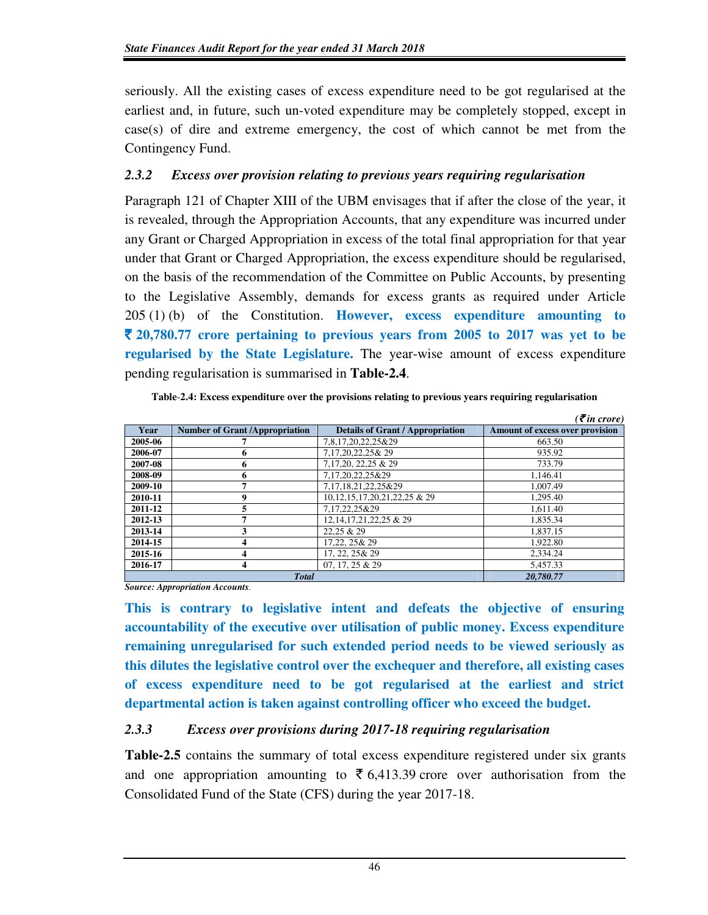seriously. All the existing cases of excess expenditure need to be got regularised at the earliest and, in future, such un-voted expenditure may be completely stopped, except in case(s) of dire and extreme emergency, the cost of which cannot be met from the Contingency Fund.

### *2.3.2 Excess over provision relating to previous years requiring regularisation*

Paragraph 121 of Chapter XIII of the UBM envisages that if after the close of the year, it is revealed, through the Appropriation Accounts, that any expenditure was incurred under any Grant or Charged Appropriation in excess of the total final appropriation for that year under that Grant or Charged Appropriation, the excess expenditure should be regularised, on the basis of the recommendation of the Committee on Public Accounts, by presenting to the Legislative Assembly, demands for excess grants as required under Article 205 (1) (b) of the Constitution. **However, excess expenditure amounting to ₹ 20,780.77 crore pertaining to previous years from 2005 to 2017 was yet to be regularised by the State Legislature.** The year-wise amount of excess expenditure pending regularisation is summarised in **Table-2.4**.

**Table-2.4: Excess expenditure over the provisions relating to previous years requiring regularisation**

*(₹ in crore)*

| Year | Number of Grant /Appropriation | Details of Grant / Appropriation | Amount of excess over provision |
|---|---|---|---|
| 2005-06 | 7 | 7,8,17,20,22,25&29 | 663.50 |
| 2006-07 | 6 | 7,17,20,22,25& 29 | 935.92 |
| 2007-08 | 6 | 7,17,20, 22,25 & 29 | 733.79 |
| 2008-09 | 6 | 7,17,20,22,25&29 | 1,146.41 |
| 2009-10 | 7 | 7,17,18,21,22,25&29 | 1,007.49 |
| 2010-11 | 9 | 10,12,15,17,20,21,22,25 & 29 | 1,295.40 |
| 2011-12 | 5 | 7,17,22,25&29 | 1,611.40 |
| 2012-13 | 7 | 12,14,17,21,22,25 & 29 | 1,835.34 |
| 2013-14 | 3 | 22,25 & 29 | 1,837.15 |
| 2014-15 | 4 | 17,22, 25& 29 | 1,922.80 |
| 2015-16 | 4 | 17, 22, 25& 29 | 2,334.24 |
| 2016-17 | 4 | 07, 17, 25 & 29 | 5,457.33 |
| ***Total*** | | | ***20,780.77*** |

***Source: Appropriation Accounts.***

**This is contrary to legislative intent and defeats the objective of ensuring accountability of the executive over utilisation of public money. Excess expenditure remaining unregularised for such extended period needs to be viewed seriously as this dilutes the legislative control over the exchequer and therefore, all existing cases of excess expenditure need to be got regularised at the earliest and strict departmental action is taken against controlling officer who exceed the budget.**

### *2.3.3 Excess over provisions during 2017-18 requiring regularisation*

**Table-2.5** contains the summary of total excess expenditure registered under six grants and one appropriation amounting to ₹ 6,413.39 crore over authorisation from the Consolidated Fund of the State (CFS) during the year 2017-18.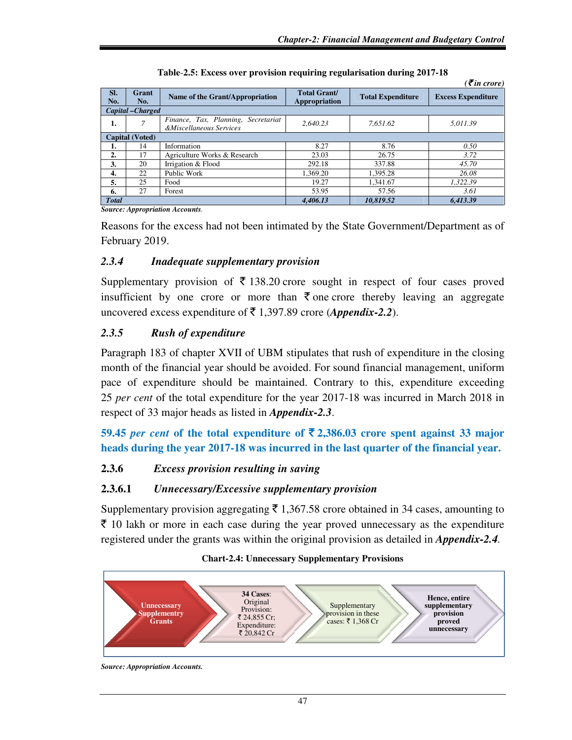**Table-2.5: Excess over provision requiring regularisation during 2017-18**

*(₹ in crore)*

| Sl. No. | Grant No. | Name of the Grant/Appropriation | Total Grant/ Appropriation | Total Expenditure | Excess Expenditure |
|---|---|---|---|---|---|
| ***Capital –Charged*** | | | | | |
| **1.** | *7* | *Finance, Tax, Planning, Secretariat &Miscellaneous Services* | *2,640.23* | *7,651.62* | *5,011.39* |
| **Capital (Voted)** | | | | | |
| **1.** | 14 | Information | 8.27 | 8.76 | *0.50* |
| **2.** | 17 | Agriculture Works & Research | 23.03 | 26.75 | *3.72* |
| **3.** | 20 | Irrigation & Flood | 292.18 | 337.88 | *45.70* |
| **4.** | 22 | Public Work | 1,369.20 | 1,395.28 | *26.08* |
| **5.** | 25 | Food | 19.27 | 1,341.67 | *1,322.39* |
| **6.** | 27 | Forest | 53.95 | 57.56 | *3.61* |
| ***Total*** | | | ***4,406.13*** | ***10,819.52*** | ***6,413.39*** |

***Source: Appropriation Accounts.***

Reasons for the excess had not been intimated by the State Government/Department as of February 2019.

### *2.3.4 Inadequate supplementary provision*

Supplementary provision of ₹ 138.20 crore sought in respect of four cases proved insufficient by one crore or more than ₹ one crore thereby leaving an aggregate uncovered excess expenditure of ₹ 1,397.89 crore (***Appendix-2.2***).

### *2.3.5 Rush of expenditure*

Paragraph 183 of chapter XVII of UBM stipulates that rush of expenditure in the closing month of the financial year should be avoided. For sound financial management, uniform pace of expenditure should be maintained. Contrary to this, expenditure exceeding 25 *per cent* of the total expenditure for the year 2017-18 was incurred in March 2018 in respect of 33 major heads as listed in ***Appendix-2.3***.

**59.45 *per cent* of the total expenditure of ₹ 2,386.03 crore spent against 33 major heads during the year 2017-18 was incurred in the last quarter of the financial year.**

### 2.3.6 *Excess provision resulting in saving*

#### 2.3.6.1 *Unnecessary/Excessive supplementary provision*

Supplementary provision aggregating ₹ 1,367.58 crore obtained in 34 cases, amounting to ₹ 10 lakh or more in each case during the year proved unnecessary as the expenditure registered under the grants was within the original provision as detailed in ***Appendix-2.4***.

**Chart-2.4: Unnecessary Supplementary Provisions**

**Unnecessary Supplementry Grants** → **34 Cases**: Original Provision: ₹ 24,855 Cr; Expenditure: ₹ 20,842 Cr → Supplementary provision in these cases: ₹ 1,368 Cr → **Hence, entire supplementary provision proved unnecessary**

***Source: Appropriation Accounts.***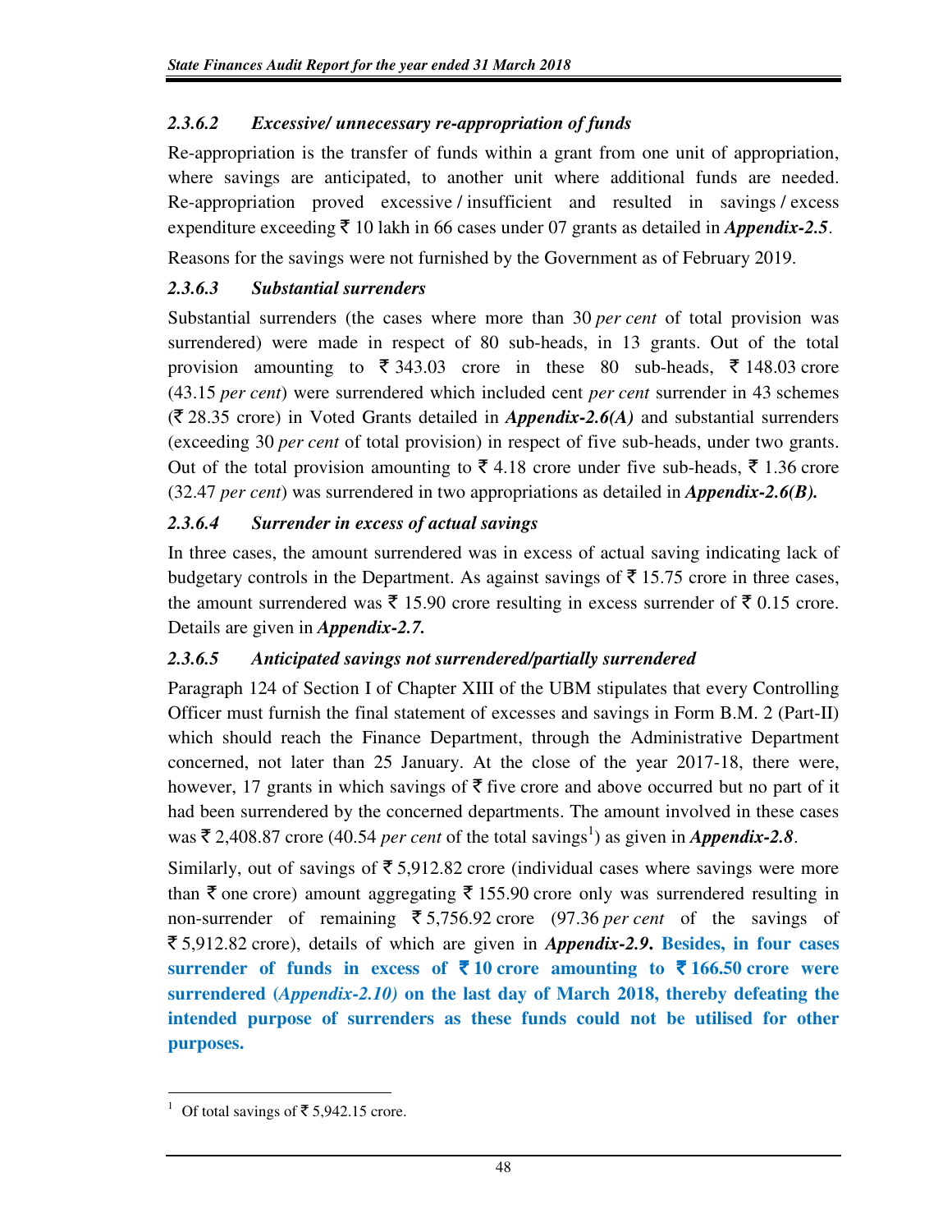### *2.3.6.2 Excessive/ unnecessary re-appropriation of funds*

Re-appropriation is the transfer of funds within a grant from one unit of appropriation, where savings are anticipated, to another unit where additional funds are needed. Re-appropriation proved excessive / insufficient and resulted in savings / excess expenditure exceeding ₹ 10 lakh in 66 cases under 07 grants as detailed in ***Appendix-2.5***.

Reasons for the savings were not furnished by the Government as of February 2019.

### *2.3.6.3 Substantial surrenders*

Substantial surrenders (the cases where more than 30 *per cent* of total provision was surrendered) were made in respect of 80 sub-heads, in 13 grants. Out of the total provision amounting to ₹ 343.03 crore in these 80 sub-heads, ₹ 148.03 crore (43.15 *per cent*) were surrendered which included cent *per cent* surrender in 43 schemes (₹ 28.35 crore) in Voted Grants detailed in ***Appendix-2.6(A)*** and substantial surrenders (exceeding 30 *per cent* of total provision) in respect of five sub-heads, under two grants. Out of the total provision amounting to ₹ 4.18 crore under five sub-heads, ₹ 1.36 crore (32.47 *per cent*) was surrendered in two appropriations as detailed in ***Appendix-2.6(B).***

### *2.3.6.4 Surrender in excess of actual savings*

In three cases, the amount surrendered was in excess of actual saving indicating lack of budgetary controls in the Department. As against savings of ₹ 15.75 crore in three cases, the amount surrendered was ₹ 15.90 crore resulting in excess surrender of ₹ 0.15 crore. Details are given in ***Appendix-2.7.***

### *2.3.6.5 Anticipated savings not surrendered/partially surrendered*

Paragraph 124 of Section I of Chapter XIII of the UBM stipulates that every Controlling Officer must furnish the final statement of excesses and savings in Form B.M. 2 (Part-II) which should reach the Finance Department, through the Administrative Department concerned, not later than 25 January. At the close of the year 2017-18, there were, however, 17 grants in which savings of ₹ five crore and above occurred but no part of it had been surrendered by the concerned departments. The amount involved in these cases was ₹ 2,408.87 crore (40.54 *per cent* of the total savings[1]) as given in ***Appendix-2.8***.

Similarly, out of savings of ₹ 5,912.82 crore (individual cases where savings were more than ₹ one crore) amount aggregating ₹ 155.90 crore only was surrendered resulting in non-surrender of remaining ₹ 5,756.92 crore (97.36 *per cent* of the savings of ₹ 5,912.82 crore), details of which are given in ***Appendix-2.9***. **Besides, in four cases surrender of funds in excess of ₹ 10 crore amounting to ₹ 166.50 crore were surrendered (*Appendix-2.10*) on the last day of March 2018, thereby defeating the intended purpose of surrenders as these funds could not be utilised for other purposes.**

---

[1] Of total savings of ₹ 5,942.15 crore.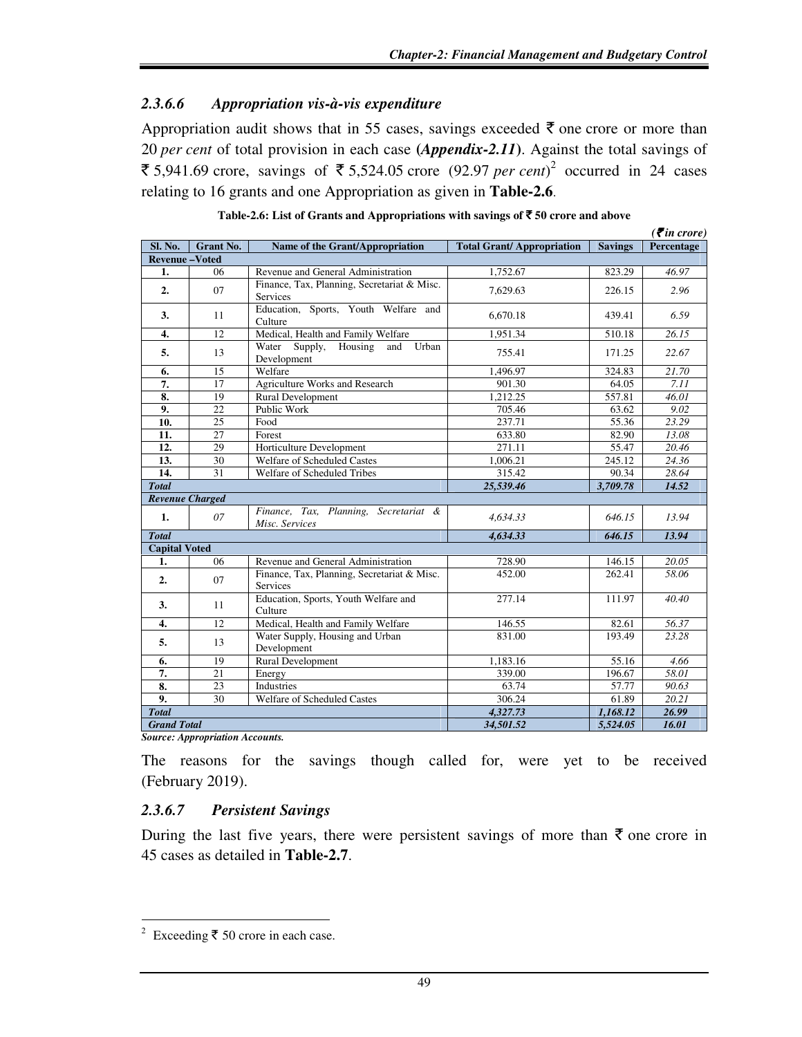### 2.3.6.6 *Appropriation vis-à-vis expenditure*

Appropriation audit shows that in 55 cases, savings exceeded ₹ one crore or more than 20 *per cent* of total provision in each case (***Appendix-2.11***). Against the total savings of ₹ 5,941.69 crore, savings of ₹ 5,524.05 crore (92.97 *per cent*)[2] occurred in 24 cases relating to 16 grants and one Appropriation as given in **Table-2.6**.

**Table-2.6: List of Grants and Appropriations with savings of ₹ 50 crore and above**

*(₹ in crore)*

| Sl. No. | Grant No. | Name of the Grant/Appropriation | Total Grant/ Appropriation | Savings | Percentage |
|---|---|---|---|---|---|
| **Revenue –Voted** | | | | | |
| **1.** | 06 | Revenue and General Administration | 1,752.67 | 823.29 | *46.97* |
| **2.** | 07 | Finance, Tax, Planning, Secretariat & Misc. Services | 7,629.63 | 226.15 | *2.96* |
| **3.** | 11 | Education, Sports, Youth Welfare and Culture | 6,670.18 | 439.41 | *6.59* |
| **4.** | 12 | Medical, Health and Family Welfare | 1,951.34 | 510.18 | *26.15* |
| **5.** | 13 | Water Supply, Housing and Urban Development | 755.41 | 171.25 | *22.67* |
| **6.** | 15 | Welfare | 1,496.97 | 324.83 | *21.70* |
| **7.** | 17 | Agriculture Works and Research | 901.30 | 64.05 | *7.11* |
| **8.** | 19 | Rural Development | 1,212.25 | 557.81 | *46.01* |
| **9.** | 22 | Public Work | 705.46 | 63.62 | *9.02* |
| **10.** | 25 | Food | 237.71 | 55.36 | *23.29* |
| **11.** | 27 | Forest | 633.80 | 82.90 | *13.08* |
| **12.** | 29 | Horticulture Development | 271.11 | 55.47 | *20.46* |
| **13.** | 30 | Welfare of Scheduled Castes | 1,006.21 | 245.12 | *24.36* |
| **14.** | 31 | Welfare of Scheduled Tribes | 315.42 | 90.34 | *28.64* |
| ***Total*** | | | ***25,539.46*** | ***3,709.78*** | ***14.52*** |
| ***Revenue Charged*** | | | | | |
| **1.** | *07* | *Finance, Tax, Planning, Secretariat & Misc. Services* | *4,634.33* | *646.15* | *13.94* |
| ***Total*** | | | ***4,634.33*** | ***646.15*** | ***13.94*** |
| **Capital Voted** | | | | | |
| **1.** | 06 | Revenue and General Administration | 728.90 | 146.15 | *20.05* |
| **2.** | 07 | Finance, Tax, Planning, Secretariat & Misc. Services | 452.00 | 262.41 | *58.06* |
| **3.** | 11 | Education, Sports, Youth Welfare and Culture | 277.14 | 111.97 | *40.40* |
| **4.** | 12 | Medical, Health and Family Welfare | 146.55 | 82.61 | *56.37* |
| **5.** | 13 | Water Supply, Housing and Urban Development | 831.00 | 193.49 | *23.28* |
| **6.** | 19 | Rural Development | 1,183.16 | 55.16 | *4.66* |
| **7.** | 21 | Energy | 339.00 | 196.67 | *58.01* |
| **8.** | 23 | Industries | 63.74 | 57.77 | *90.63* |
| **9.** | 30 | Welfare of Scheduled Castes | 306.24 | 61.89 | *20.21* |
| ***Total*** | | | ***4,327.73*** | ***1,168.12*** | ***26.99*** |
| ***Grand Total*** | | | ***34,501.52*** | ***5,524.05*** | ***16.01*** |

***Source: Appropriation Accounts.***

The reasons for the savings though called for, were yet to be received (February 2019).

### 2.3.6.7 *Persistent Savings*

During the last five years, there were persistent savings of more than ₹ one crore in 45 cases as detailed in **Table-2.7**.

---

[2] Exceeding ₹ 50 crore in each case.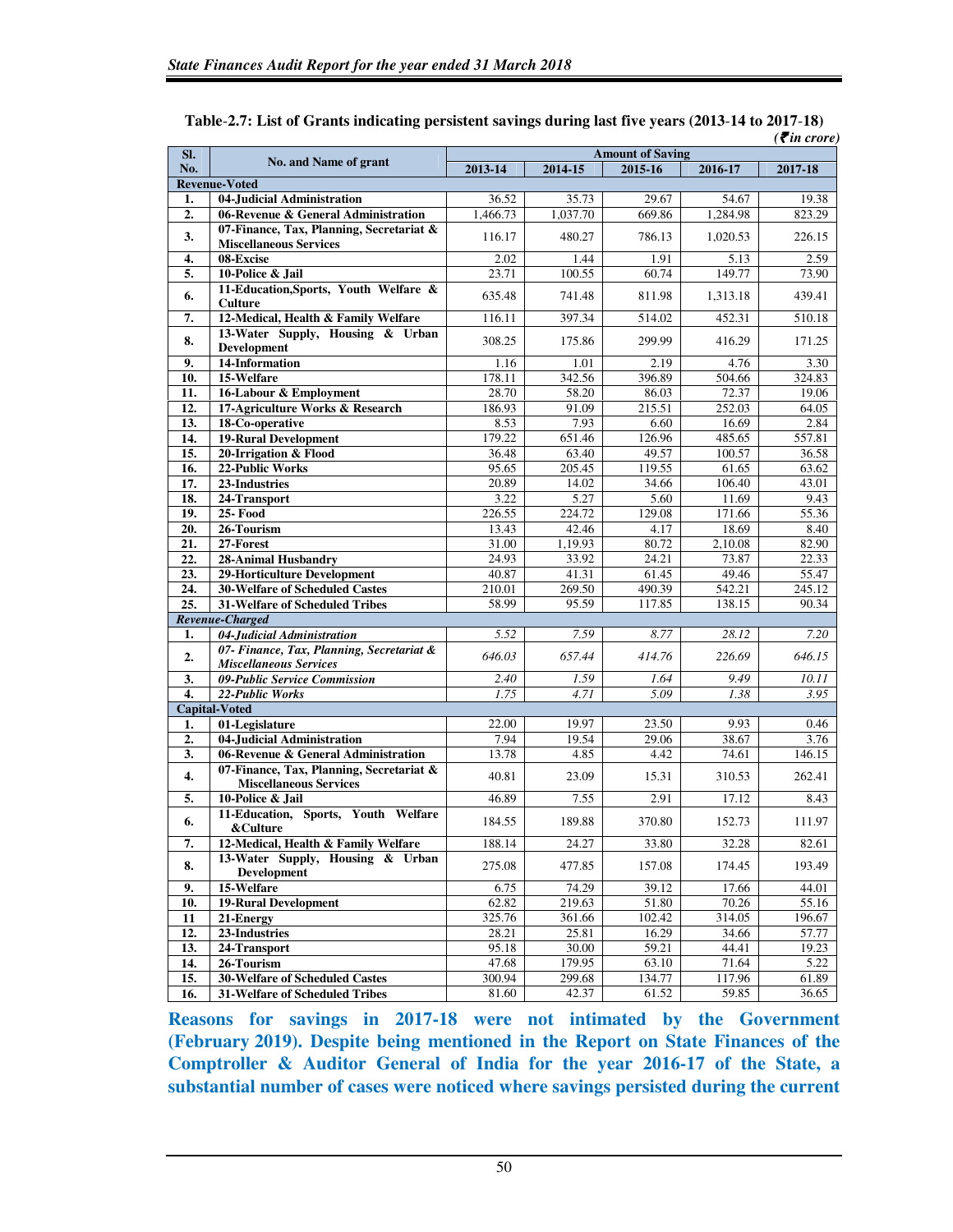**Table-2.7: List of Grants indicating persistent savings during last five years (2013-14 to 2017-18)**

*(₹ in crore)*

| Sl. No. | No. and Name of grant | Amount of Saving | | | | |
|---|---|---|---|---|---|---|
| | | 2013-14 | 2014-15 | 2015-16 | 2016-17 | 2017-18 |
| **Revenue-Voted** | | | | | | |
| 1. | 04-Judicial Administration | 36.52 | 35.73 | 29.67 | 54.67 | 19.38 |
| 2. | 06-Revenue & General Administration | 1,466.73 | 1,037.70 | 669.86 | 1,284.98 | 823.29 |
| 3. | 07-Finance, Tax, Planning, Secretariat & Miscellaneous Services | 116.17 | 480.27 | 786.13 | 1,020.53 | 226.15 |
| 4. | 08-Excise | 2.02 | 1.44 | 1.91 | 5.13 | 2.59 |
| 5. | 10-Police & Jail | 23.71 | 100.55 | 60.74 | 149.77 | 73.90 |
| 6. | 11-Education,Sports, Youth Welfare & Culture | 635.48 | 741.48 | 811.98 | 1,313.18 | 439.41 |
| 7. | 12-Medical, Health & Family Welfare | 116.11 | 397.34 | 514.02 | 452.31 | 510.18 |
| 8. | 13-Water Supply, Housing & Urban Development | 308.25 | 175.86 | 299.99 | 416.29 | 171.25 |
| 9. | 14-Information | 1.16 | 1.01 | 2.19 | 4.76 | 3.30 |
| 10. | 15-Welfare | 178.11 | 342.56 | 396.89 | 504.66 | 324.83 |
| 11. | 16-Labour & Employment | 28.70 | 58.20 | 86.03 | 72.37 | 19.06 |
| 12. | 17-Agriculture Works & Research | 186.93 | 91.09 | 215.51 | 252.03 | 64.05 |
| 13. | 18-Co-operative | 8.53 | 7.93 | 6.60 | 16.69 | 2.84 |
| 14. | 19-Rural Development | 179.22 | 651.46 | 126.96 | 485.65 | 557.81 |
| 15. | 20-Irrigation & Flood | 36.48 | 63.40 | 49.57 | 100.57 | 36.58 |
| 16. | 22-Public Works | 95.65 | 205.45 | 119.55 | 61.65 | 63.62 |
| 17. | 23-Industries | 20.89 | 14.02 | 34.66 | 106.40 | 43.01 |
| 18. | 24-Transport | 3.22 | 5.27 | 5.60 | 11.69 | 9.43 |
| 19. | 25- Food | 226.55 | 224.72 | 129.08 | 171.66 | 55.36 |
| 20. | 26-Tourism | 13.43 | 42.46 | 4.17 | 18.69 | 8.40 |
| 21. | 27-Forest | 31.00 | 1,19.93 | 80.72 | 2,10.08 | 82.90 |
| 22. | 28-Animal Husbandry | 24.93 | 33.92 | 24.21 | 73.87 | 22.33 |
| 23. | 29-Horticulture Development | 40.87 | 41.31 | 61.45 | 49.46 | 55.47 |
| 24. | 30-Welfare of Scheduled Castes | 210.01 | 269.50 | 490.39 | 542.21 | 245.12 |
| 25. | 31-Welfare of Scheduled Tribes | 58.99 | 95.59 | 117.85 | 138.15 | 90.34 |
| ***Revenue-Charged*** | | | | | | |
| 1. | *04-Judicial Administration* | *5.52* | *7.59* | *8.77* | *28.12* | *7.20* |
| 2. | *07- Finance, Tax, Planning, Secretariat & Miscellaneous Services* | *646.03* | *657.44* | *414.76* | *226.69* | *646.15* |
| 3. | *09-Public Service Commission* | *2.40* | *1.59* | *1.64* | *9.49* | *10.11* |
| 4. | *22-Public Works* | *1.75* | *4.71* | *5.09* | *1.38* | *3.95* |
| **Capital-Voted** | | | | | | |
| 1. | 01-Legislature | 22.00 | 19.97 | 23.50 | 9.93 | 0.46 |
| 2. | 04-Judicial Administration | 7.94 | 19.54 | 29.06 | 38.67 | 3.76 |
| 3. | 06-Revenue & General Administration | 13.78 | 4.85 | 4.42 | 74.61 | 146.15 |
| 4. | 07-Finance, Tax, Planning, Secretariat & Miscellaneous Services | 40.81 | 23.09 | 15.31 | 310.53 | 262.41 |
| 5. | 10-Police & Jail | 46.89 | 7.55 | 2.91 | 17.12 | 8.43 |
| 6. | 11-Education, Sports, Youth Welfare &Culture | 184.55 | 189.88 | 370.80 | 152.73 | 111.97 |
| 7. | 12-Medical, Health & Family Welfare | 188.14 | 24.27 | 33.80 | 32.28 | 82.61 |
| 8. | 13-Water Supply, Housing & Urban Development | 275.08 | 477.85 | 157.08 | 174.45 | 193.49 |
| 9. | 15-Welfare | 6.75 | 74.29 | 39.12 | 17.66 | 44.01 |
| 10. | 19-Rural Development | 62.82 | 219.63 | 51.80 | 70.26 | 55.16 |
| 11 | 21-Energy | 325.76 | 361.66 | 102.42 | 314.05 | 196.67 |
| 12. | 23-Industries | 28.21 | 25.81 | 16.29 | 34.66 | 57.77 |
| 13. | 24-Transport | 95.18 | 30.00 | 59.21 | 44.41 | 19.23 |
| 14. | 26-Tourism | 47.68 | 179.95 | 63.10 | 71.64 | 5.22 |
| 15. | 30-Welfare of Scheduled Castes | 300.94 | 299.68 | 134.77 | 117.96 | 61.89 |
| 16. | 31-Welfare of Scheduled Tribes | 81.60 | 42.37 | 61.52 | 59.85 | 36.65 |

**Reasons for savings in 2017-18 were not intimated by the Government (February 2019). Despite being mentioned in the Report on State Finances of the Comptroller & Auditor General of India for the year 2016-17 of the State, a substantial number of cases were noticed where savings persisted during the current**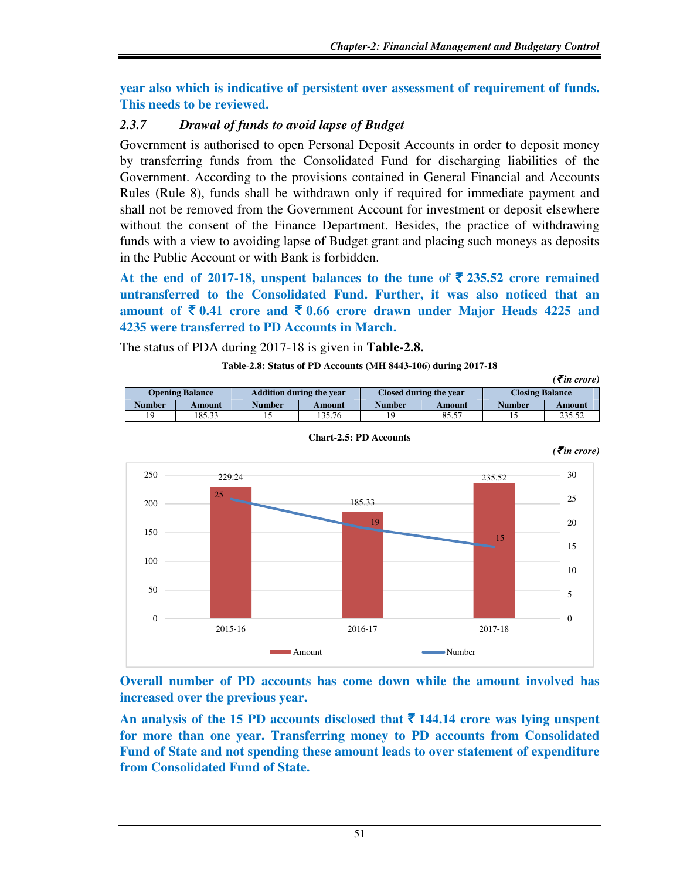**year also which is indicative of persistent over assessment of requirement of funds. This needs to be reviewed.**

### 2.3.7 *Drawal of funds to avoid lapse of Budget*

Government is authorised to open Personal Deposit Accounts in order to deposit money by transferring funds from the Consolidated Fund for discharging liabilities of the Government. According to the provisions contained in General Financial and Accounts Rules (Rule 8), funds shall be withdrawn only if required for immediate payment and shall not be removed from the Government Account for investment or deposit elsewhere without the consent of the Finance Department. Besides, the practice of withdrawing funds with a view to avoiding lapse of Budget grant and placing such moneys as deposits in the Public Account or with Bank is forbidden.

**At the end of 2017-18, unspent balances to the tune of ₹ 235.52 crore remained untransferred to the Consolidated Fund. Further, it was also noticed that an amount of ₹ 0.41 crore and ₹ 0.66 crore drawn under Major Heads 4225 and 4235 were transferred to PD Accounts in March.**

The status of PDA during 2017-18 is given in **Table-2.8.**

**Table-2.8: Status of PD Accounts (MH 8443-106) during 2017-18**

*(₹ in crore)*

| Opening Balance | | Addition during the year | | Closed during the year | | Closing Balance | |
|---|---|---|---|---|---|---|---|
| Number | Amount | Number | Amount | Number | Amount | Number | Amount |
| 19 | 185.33 | 15 | 135.76 | 19 | 85.57 | 15 | 235.52 |

**Chart-2.5: PD Accounts**

*(₹ in crore)*

| Year | Amount | Number |
|---|---|---|
| 2015-16 | 229.24 | 25 |
| 2016-17 | 185.33 | 19 |
| 2017-18 | 235.52 | 15 |

**Overall number of PD accounts has come down while the amount involved has increased over the previous year.**

**An analysis of the 15 PD accounts disclosed that ₹ 144.14 crore was lying unspent for more than one year. Transferring money to PD accounts from Consolidated Fund of State and not spending these amount leads to over statement of expenditure from Consolidated Fund of State.**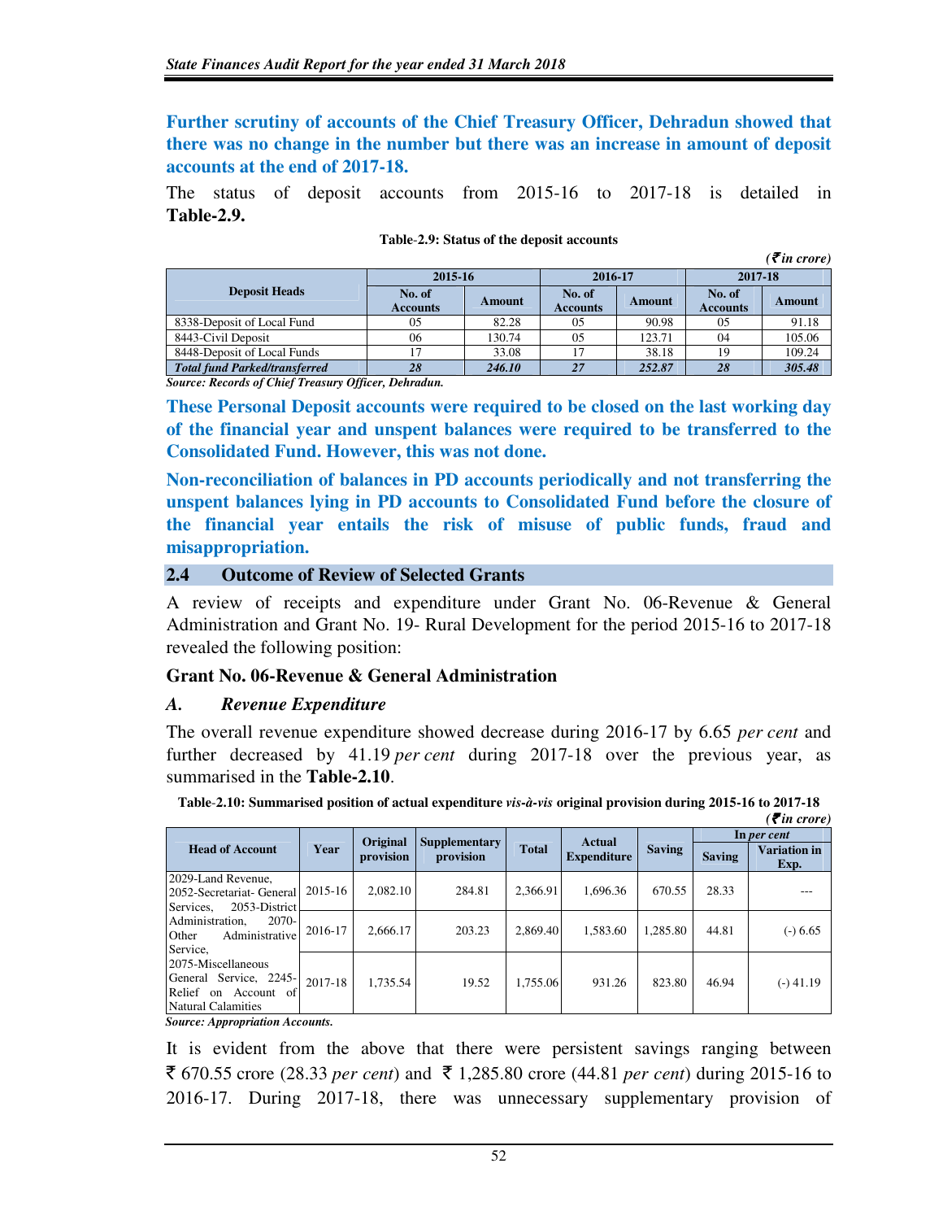**Further scrutiny of accounts of the Chief Treasury Officer, Dehradun showed that there was no change in the number but there was an increase in amount of deposit accounts at the end of 2017-18.**

The status of deposit accounts from 2015-16 to 2017-18 is detailed in **Table-2.9.**

**Table-2.9: Status of the deposit accounts**

*(₹ in crore)*

| Deposit Heads | 2015-16 | | 2016-17 | | 2017-18 | |
|---|---|---|---|---|---|---|
| | No. of Accounts | Amount | No. of Accounts | Amount | No. of Accounts | Amount |
| 8338-Deposit of Local Fund | 05 | 82.28 | 05 | 90.98 | 05 | 91.18 |
| 8443-Civil Deposit | 06 | 130.74 | 05 | 123.71 | 04 | 105.06 |
| 8448-Deposit of Local Funds | 17 | 33.08 | 17 | 38.18 | 19 | 109.24 |
| ***Total fund Parked/transferred*** | ***28*** | ***246.10*** | ***27*** | ***252.87*** | ***28*** | ***305.48*** |

***Source: Records of Chief Treasury Officer, Dehradun.***

**These Personal Deposit accounts were required to be closed on the last working day of the financial year and unspent balances were required to be transferred to the Consolidated Fund. However, this was not done.**

**Non-reconciliation of balances in PD accounts periodically and not transferring the unspent balances lying in PD accounts to Consolidated Fund before the closure of the financial year entails the risk of misuse of public funds, fraud and misappropriation.**

## 2.4 Outcome of Review of Selected Grants

A review of receipts and expenditure under Grant No. 06-Revenue & General Administration and Grant No. 19- Rural Development for the period 2015-16 to 2017-18 revealed the following position:

### Grant No. 06-Revenue & General Administration

### *A. Revenue Expenditure*

The overall revenue expenditure showed decrease during 2016-17 by 6.65 *per cent* and further decreased by 41.19 *per cent* during 2017-18 over the previous year, as summarised in the **Table-2.10**.

**Table-2.10: Summarised position of actual expenditure *vis-à-vis* original provision during 2015-16 to 2017-18**

*(₹ in crore)*

| Head of Account | Year | Original provision | Supplementary provision | Total | Actual Expenditure | Saving | In *per cent* | |
|---|---|---|---|---|---|---|---|---|
| | | | | | | | Saving | Variation in Exp. |
| 2029-Land Revenue, 2052-Secretariat- General Services, 2053-District Administration, 2070-Other Administrative Service, 2075-Miscellaneous General Service, 2245-Relief on Account of Natural Calamities | 2015-16 | 2,082.10 | 284.81 | 2,366.91 | 1,696.36 | 670.55 | 28.33 | --- |
| | 2016-17 | 2,666.17 | 203.23 | 2,869.40 | 1,583.60 | 1,285.80 | 44.81 | (-) 6.65 |
| | 2017-18 | 1,735.54 | 19.52 | 1,755.06 | 931.26 | 823.80 | 46.94 | (-) 41.19 |

***Source: Appropriation Accounts.***

It is evident from the above that there were persistent savings ranging between ₹ 670.55 crore (28.33 *per cent*) and ₹ 1,285.80 crore (44.81 *per cent*) during 2015-16 to 2016-17. During 2017-18, there was unnecessary supplementary provision of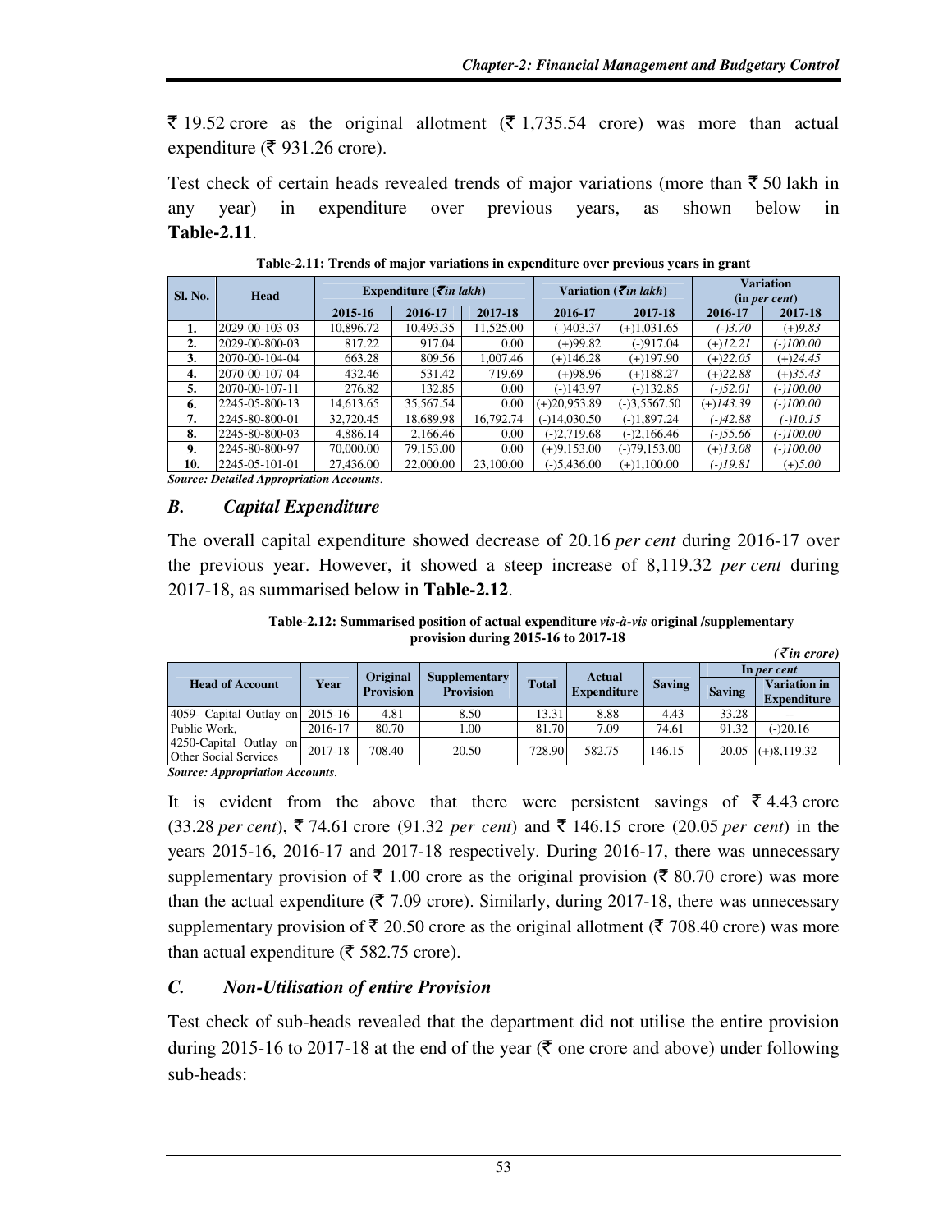₹ 19.52 crore as the original allotment (₹ 1,735.54 crore) was more than actual expenditure (₹ 931.26 crore).

Test check of certain heads revealed trends of major variations (more than ₹ 50 lakh in any year) in expenditure over previous years, as shown below in **Table-2.11**.

**Table-2.11: Trends of major variations in expenditure over previous years in grant**

| Sl. No. | Head | Expenditure (*₹in lakh*) | | | Variation (*₹in lakh*) | | Variation (in *per cent*) | |
|---|---|---|---|---|---|---|---|---|
| | | 2015-16 | 2016-17 | 2017-18 | 2016-17 | 2017-18 | 2016-17 | 2017-18 |
| **1.** | 2029-00-103-03 | 10,896.72 | 10,493.35 | 11,525.00 | (-)403.37 | (+)1,031.65 | *(-)3.70* | *(+)9.83* |
| **2.** | 2029-00-800-03 | 817.22 | 917.04 | 0.00 | (+)99.82 | (-)917.04 | *(+)12.21* | *(-)100.00* |
| **3.** | 2070-00-104-04 | 663.28 | 809.56 | 1,007.46 | (+)146.28 | (+)197.90 | *(+)22.05* | *(+)24.45* |
| **4.** | 2070-00-107-04 | 432.46 | 531.42 | 719.69 | (+)98.96 | (+)188.27 | *(+)22.88* | *(+)35.43* |
| **5.** | 2070-00-107-11 | 276.82 | 132.85 | 0.00 | (-)143.97 | (-)132.85 | *(-)52.01* | *(-)100.00* |
| **6.** | 2245-05-800-13 | 14,613.65 | 35,567.54 | 0.00 | (+)20,953.89 | (-)3,5567.50 | *(+)143.39* | *(-)100.00* |
| **7.** | 2245-80-800-01 | 32,720.45 | 18,689.98 | 16,792.74 | (-)14,030.50 | (-)1,897.24 | *(-)42.88* | *(-)10.15* |
| **8.** | 2245-80-800-03 | 4,886.14 | 2,166.46 | 0.00 | (-)2,719.68 | (-)2,166.46 | *(-)55.66* | *(-)100.00* |
| **9.** | 2245-80-800-97 | 70,000.00 | 79,153.00 | 0.00 | (+)9,153.00 | (-)79,153.00 | *(+)13.08* | *(-)100.00* |
| **10.** | 2245-05-101-01 | 27,436.00 | 22,000.00 | 23,100.00 | (-)5,436.00 | (+)1,100.00 | *(-)19.81* | *(+)5.00* |

***Source: Detailed Appropriation Accounts*.**

## *B. Capital Expenditure*

The overall capital expenditure showed decrease of 20.16 *per cent* during 2016-17 over the previous year. However, it showed a steep increase of 8,119.32 *per cent* during 2017-18, as summarised below in **Table-2.12**.

**Table-2.12: Summarised position of actual expenditure *vis-à-vis* original /supplementary provision during 2015-16 to 2017-18**

*(₹in crore)*

| Head of Account | Year | Original Provision | Supplementary Provision | Total | Actual Expenditure | Saving | In *per cent* | |
|---|---|---|---|---|---|---|---|---|
| | | | | | | | Saving | Variation in Expenditure |
| 4059- Capital Outlay on Public Work, 4250-Capital Outlay on Other Social Services | 2015-16 | 4.81 | 8.50 | 13.31 | 8.88 | 4.43 | 33.28 | -- |
| | 2016-17 | 80.70 | 1.00 | 81.70 | 7.09 | 74.61 | 91.32 | (-)20.16 |
| | 2017-18 | 708.40 | 20.50 | 728.90 | 582.75 | 146.15 | 20.05 | (+)8,119.32 |

***Source: Appropriation Accounts*.**

It is evident from the above that there were persistent savings of ₹ 4.43 crore (33.28 *per cent*), ₹ 74.61 crore (91.32 *per cent*) and ₹ 146.15 crore (20.05 *per cent*) in the years 2015-16, 2016-17 and 2017-18 respectively. During 2016-17, there was unnecessary supplementary provision of ₹ 1.00 crore as the original provision (₹ 80.70 crore) was more than the actual expenditure (₹ 7.09 crore). Similarly, during 2017-18, there was unnecessary supplementary provision of ₹ 20.50 crore as the original allotment (₹ 708.40 crore) was more than actual expenditure (₹ 582.75 crore).

## *C. Non-Utilisation of entire Provision*

Test check of sub-heads revealed that the department did not utilise the entire provision during 2015-16 to 2017-18 at the end of the year (₹ one crore and above) under following sub-heads: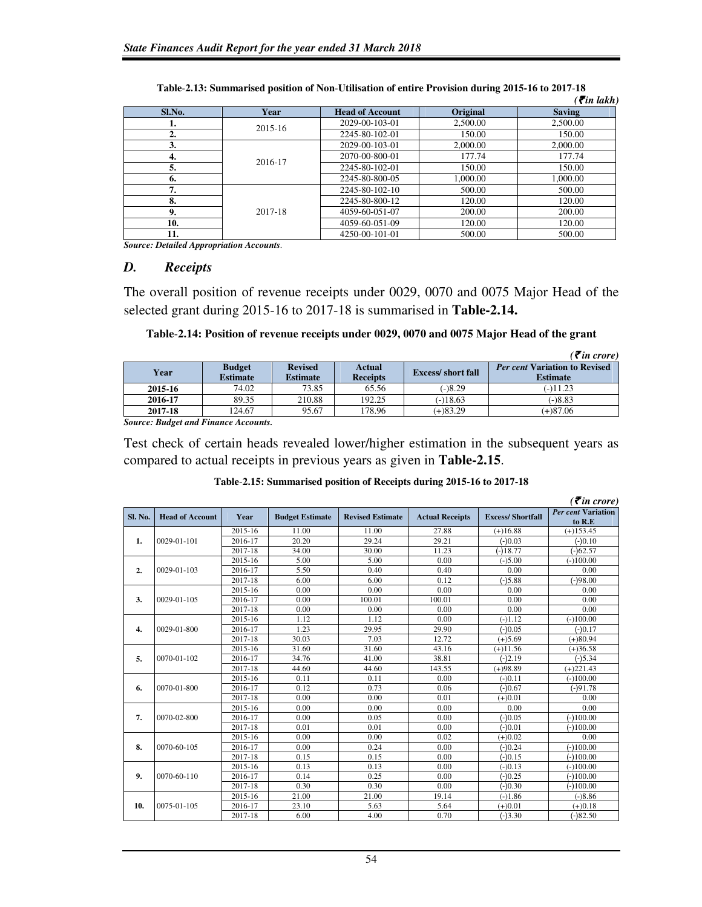**Table-2.13: Summarised position of Non-Utilisation of entire Provision during 2015-16 to 2017-18**

*(₹in lakh)*

| Sl.No. | Year | Head of Account | Original | Saving |
|---|---|---|---|---|
| 1. | 2015-16 | 2029-00-103-01 | 2,500.00 | 2,500.00 |
| 2. | | 2245-80-102-01 | 150.00 | 150.00 |
| 3. | 2016-17 | 2029-00-103-01 | 2,000.00 | 2,000.00 |
| 4. | | 2070-00-800-01 | 177.74 | 177.74 |
| 5. | | 2245-80-102-01 | 150.00 | 150.00 |
| 6. | | 2245-80-800-05 | 1,000.00 | 1,000.00 |
| 7. | 2017-18 | 2245-80-102-10 | 500.00 | 500.00 |
| 8. | | 2245-80-800-12 | 120.00 | 120.00 |
| 9. | | 4059-60-051-07 | 200.00 | 200.00 |
| 10. | | 4059-60-051-09 | 120.00 | 120.00 |
| 11. | | 4250-00-101-01 | 500.00 | 500.00 |

*Source: Detailed Appropriation Accounts.*

## D. Receipts

The overall position of revenue receipts under 0029, 0070 and 0075 Major Head of the selected grant during 2015-16 to 2017-18 is summarised in **Table-2.14.**

**Table-2.14: Position of revenue receipts under 0029, 0070 and 0075 Major Head of the grant**

*(₹in crore)*

| Year | Budget Estimate | Revised Estimate | Actual Receipts | Excess/ short fall | *Per cent* Variation to Revised Estimate |
|---|---|---|---|---|---|
| 2015-16 | 74.02 | 73.85 | 65.56 | (-)8.29 | (-)11.23 |
| 2016-17 | 89.35 | 210.88 | 192.25 | (-)18.63 | (-)8.83 |
| 2017-18 | 124.67 | 95.67 | 178.96 | (+)83.29 | (+)87.06 |

*Source: Budget and Finance Accounts.*

Test check of certain heads revealed lower/higher estimation in the subsequent years as compared to actual receipts in previous years as given in **Table-2.15**.

**Table-2.15: Summarised position of Receipts during 2015-16 to 2017-18**

*(₹in crore)*

| Sl. No. | Head of Account | Year | Budget Estimate | Revised Estimate | Actual Receipts | Excess/ Shortfall | *Per cent* Variation to R.E |
|---|---|---|---|---|---|---|---|
| 1. | 0029-01-101 | 2015-16 | 11.00 | 11.00 | 27.88 | (+)16.88 | (+)153.45 |
| | | 2016-17 | 20.20 | 29.24 | 29.21 | (-)0.03 | (-)0.10 |
| | | 2017-18 | 34.00 | 30.00 | 11.23 | (-)18.77 | (-)62.57 |
| 2. | 0029-01-103 | 2015-16 | 5.00 | 5.00 | 0.00 | (-)5.00 | (-)100.00 |
| | | 2016-17 | 5.50 | 0.40 | 0.40 | 0.00 | 0.00 |
| | | 2017-18 | 6.00 | 6.00 | 0.12 | (-)5.88 | (-)98.00 |
| 3. | 0029-01-105 | 2015-16 | 0.00 | 0.00 | 0.00 | 0.00 | 0.00 |
| | | 2016-17 | 0.00 | 100.01 | 100.01 | 0.00 | 0.00 |
| | | 2017-18 | 0.00 | 0.00 | 0.00 | 0.00 | 0.00 |
| 4. | 0029-01-800 | 2015-16 | 1.12 | 1.12 | 0.00 | (-)1.12 | (-)100.00 |
| | | 2016-17 | 1.23 | 29.95 | 29.90 | (-)0.05 | (-)0.17 |
| | | 2017-18 | 30.03 | 7.03 | 12.72 | (+)5.69 | (+)80.94 |
| 5. | 0070-01-102 | 2015-16 | 31.60 | 31.60 | 43.16 | (+)11.56 | (+)36.58 |
| | | 2016-17 | 34.76 | 41.00 | 38.81 | (-)2.19 | (-)5.34 |
| | | 2017-18 | 44.60 | 44.60 | 143.55 | (+)98.89 | (+)221.43 |
| 6. | 0070-01-800 | 2015-16 | 0.11 | 0.11 | 0.00 | (-)0.11 | (-)100.00 |
| | | 2016-17 | 0.12 | 0.73 | 0.06 | (-)0.67 | (-)91.78 |
| | | 2017-18 | 0.00 | 0.00 | 0.01 | (+)0.01 | 0.00 |
| 7. | 0070-02-800 | 2015-16 | 0.00 | 0.00 | 0.00 | 0.00 | 0.00 |
| | | 2016-17 | 0.00 | 0.05 | 0.00 | (-)0.05 | (-)100.00 |
| | | 2017-18 | 0.01 | 0.01 | 0.00 | (-)0.01 | (-)100.00 |
| 8. | 0070-60-105 | 2015-16 | 0.00 | 0.00 | 0.02 | (+)0.02 | 0.00 |
| | | 2016-17 | 0.00 | 0.24 | 0.00 | (-)0.24 | (-)100.00 |
| | | 2017-18 | 0.15 | 0.15 | 0.00 | (-)0.15 | (-)100.00 |
| 9. | 0070-60-110 | 2015-16 | 0.13 | 0.13 | 0.00 | (-)0.13 | (-)100.00 |
| | | 2016-17 | 0.14 | 0.25 | 0.00 | (-)0.25 | (-)100.00 |
| | | 2017-18 | 0.30 | 0.30 | 0.00 | (-)0.30 | (-)100.00 |
| 10. | 0075-01-105 | 2015-16 | 21.00 | 21.00 | 19.14 | (-)1.86 | (-)8.86 |
| | | 2016-17 | 23.10 | 5.63 | 5.64 | (+)0.01 | (+)0.18 |
| | | 2017-18 | 6.00 | 4.00 | 0.70 | (-)3.30 | (-)82.50 |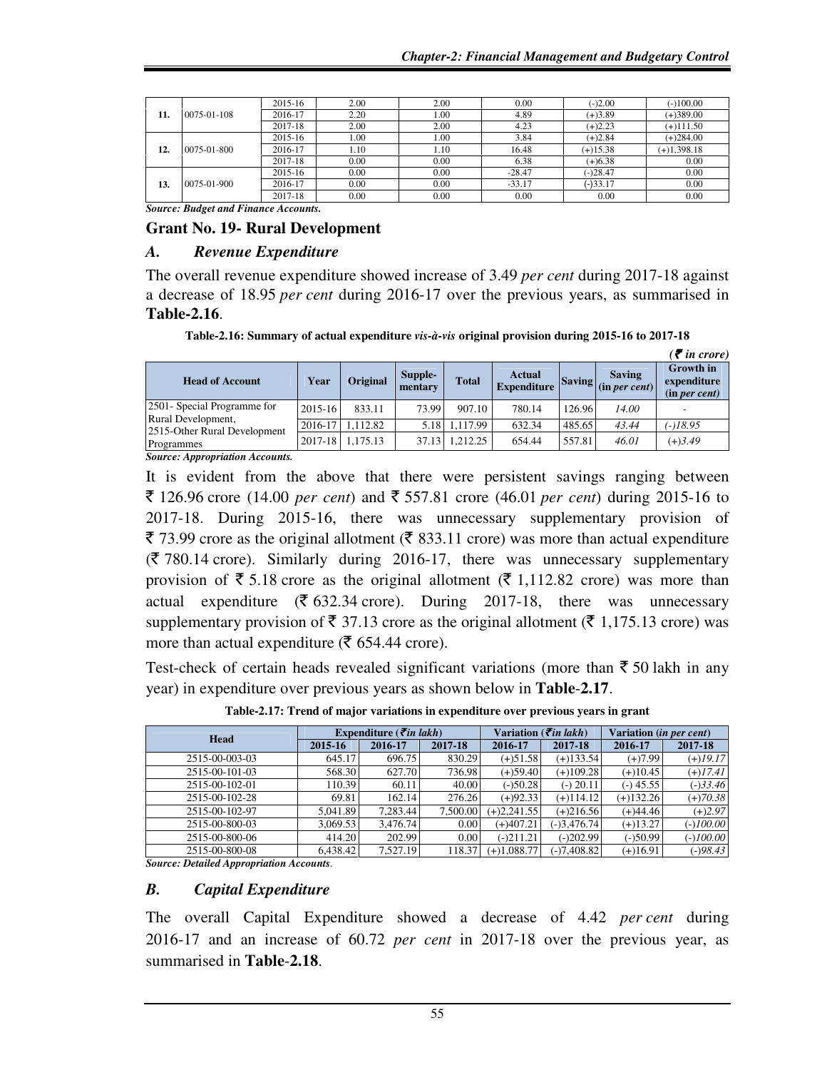| 11. | 0075-01-108 | 2015-16 | 2.00 | 2.00 | 0.00 | (-)2.00 | (-)100.00 |
|---|---|---|---|---|---|---|---|
| | | 2016-17 | 2.20 | 1.00 | 4.89 | (+)3.89 | (+)389.00 |
| | | 2017-18 | 2.00 | 2.00 | 4.23 | (+)2.23 | (+)111.50 |
| 12. | 0075-01-800 | 2015-16 | 1.00 | 1.00 | 3.84 | (+)2.84 | (+)284.00 |
| | | 2016-17 | 1.10 | 1.10 | 16.48 | (+)15.38 | (+)1,398.18 |
| | | 2017-18 | 0.00 | 0.00 | 6.38 | (+)6.38 | 0.00 |
| 13. | 0075-01-900 | 2015-16 | 0.00 | 0.00 | -28.47 | (-)28.47 | 0.00 |
| | | 2016-17 | 0.00 | 0.00 | -33.17 | (-)33.17 | 0.00 |
| | | 2017-18 | 0.00 | 0.00 | 0.00 | 0.00 | 0.00 |

***Source: Budget and Finance Accounts.***

## Grant No. 19- Rural Development

### *A. Revenue Expenditure*

The overall revenue expenditure showed increase of 3.49 *per cent* during 2017-18 against a decrease of 18.95 *per cent* during 2016-17 over the previous years, as summarised in **Table-2.16**.

**Table-2.16: Summary of actual expenditure *vis-à-vis* original provision during 2015-16 to 2017-18**

***(₹ in crore)***

| Head of Account | Year | Original | Supple-mentary | Total | Actual Expenditure | Saving | Saving (in *per cent*) | Growth in expenditure (in *per cent*) |
|---|---|---|---|---|---|---|---|---|
| 2501- Special Programme for Rural Development, 2515-Other Rural Development Programmes | 2015-16 | 833.11 | 73.99 | 907.10 | 780.14 | 126.96 | *14.00* | - |
| | 2016-17 | 1,112.82 | 5.18 | 1,117.99 | 632.34 | 485.65 | *43.44* | *(-)18.95* |
| | 2017-18 | 1,175.13 | 37.13 | 1,212.25 | 654.44 | 557.81 | *46.01* | *(+)3.49* |

***Source: Appropriation Accounts.***

It is evident from the above that there were persistent savings ranging between ₹ 126.96 crore (14.00 *per cent*) and ₹ 557.81 crore (46.01 *per cent*) during 2015-16 to 2017-18. During 2015-16, there was unnecessary supplementary provision of ₹ 73.99 crore as the original allotment (₹ 833.11 crore) was more than actual expenditure (₹ 780.14 crore). Similarly during 2016-17, there was unnecessary supplementary provision of ₹ 5.18 crore as the original allotment (₹ 1,112.82 crore) was more than actual expenditure (₹ 632.34 crore). During 2017-18, there was unnecessary supplementary provision of ₹ 37.13 crore as the original allotment (₹ 1,175.13 crore) was more than actual expenditure (₹ 654.44 crore).

Test-check of certain heads revealed significant variations (more than ₹ 50 lakh in any year) in expenditure over previous years as shown below in **Table-2.17**.

**Table-2.17: Trend of major variations in expenditure over previous years in grant**

| Head | Expenditure (*₹ in lakh*) | | | Variation (*₹ in lakh*) | | Variation (*in per cent*) | |
|---|---|---|---|---|---|---|---|
| | 2015-16 | 2016-17 | 2017-18 | 2016-17 | 2017-18 | 2016-17 | 2017-18 |
| 2515-00-003-03 | 645.17 | 696.75 | 830.29 | (+)51.58 | (+)133.54 | (+)7.99 | *(+)19.17* |
| 2515-00-101-03 | 568.30 | 627.70 | 736.98 | (+)59.40 | (+)109.28 | (+)10.45 | *(+)17.41* |
| 2515-00-102-01 | 110.39 | 60.11 | 40.00 | (-)50.28 | (-) 20.11 | (-) 45.55 | *(-)33.46* |
| 2515-00-102-28 | 69.81 | 162.14 | 276.26 | (+)92.33 | (+)114.12 | (+)132.26 | *(+)70.38* |
| 2515-00-102-97 | 5,041.89 | 7,283.44 | 7,500.00 | (+)2,241.55 | (+)216.56 | (+)44.46 | *(+)2.97* |
| 2515-00-800-03 | 3,069.53 | 3,476.74 | 0.00 | (+)407.21 | (-)3,476.74 | (+)13.27 | *(-)100.00* |
| 2515-00-800-06 | 414.20 | 202.99 | 0.00 | (-)211.21 | (-)202.99 | (-)50.99 | *(-)100.00* |
| 2515-00-800-08 | 6,438.42 | 7,527.19 | 118.37 | (+)1,088.77 | (-)7,408.82 | (+)16.91 | *(-)98.43* |

***Source: Detailed Appropriation Accounts.***

### *B. Capital Expenditure*

The overall Capital Expenditure showed a decrease of 4.42 *per cent* during 2016-17 and an increase of 60.72 *per cent* in 2017-18 over the previous year, as summarised in **Table-2.18**.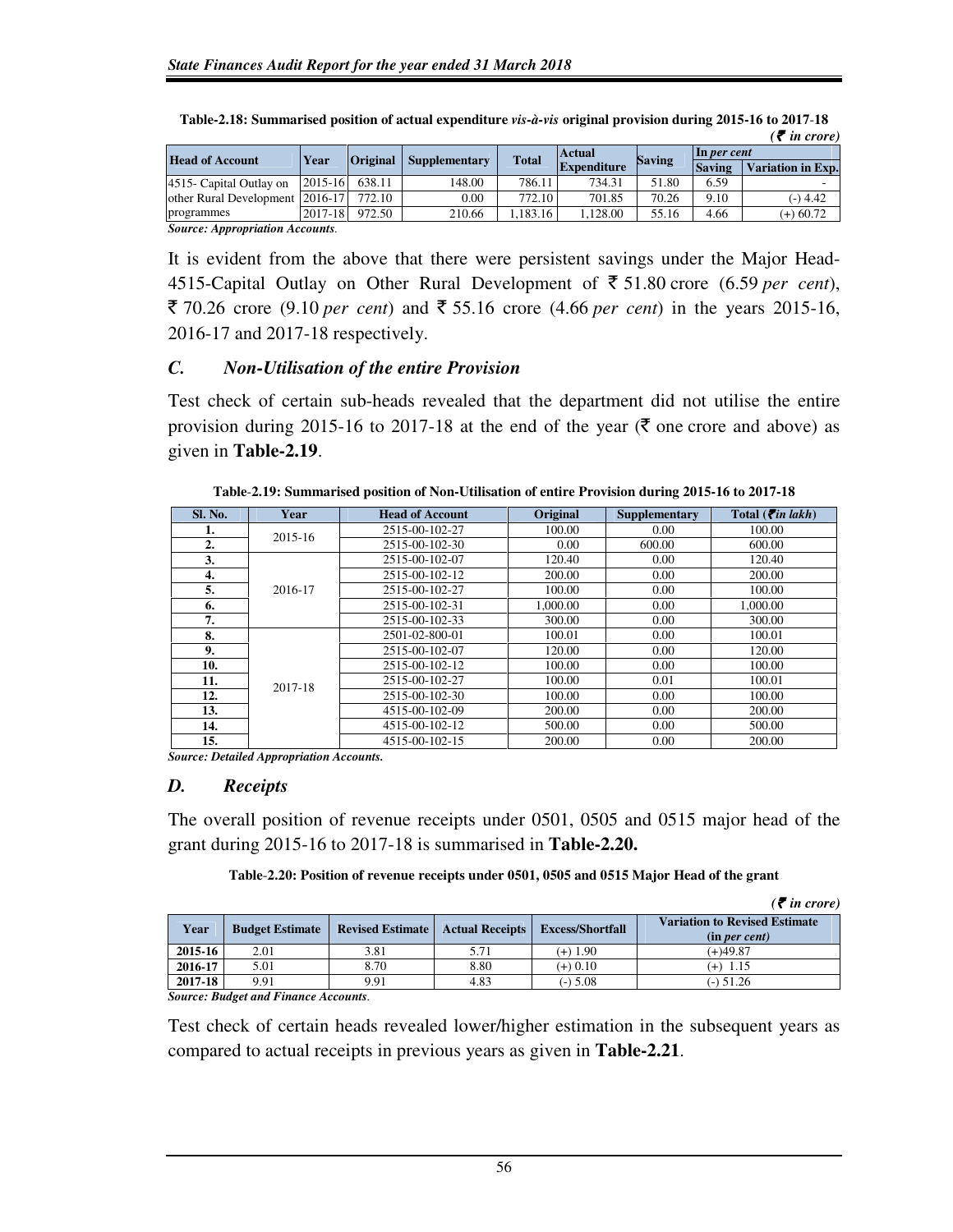**Table-2.18: Summarised position of actual expenditure *vis-à-vis* original provision during 2015-16 to 2017-18**

*(₹ in crore)*

| Head of Account | Year | Original | Supplementary | Total | Actual Expenditure | Saving | In *per cent* | |
|---|---|---|---|---|---|---|---|---|
| | | | | | | | Saving | Variation in Exp. |
| 4515- Capital Outlay on other Rural Development programmes | 2015-16 | 638.11 | 148.00 | 786.11 | 734.31 | 51.80 | 6.59 | - |
| | 2016-17 | 772.10 | 0.00 | 772.10 | 701.85 | 70.26 | 9.10 | (-) 4.42 |
| | 2017-18 | 972.50 | 210.66 | 1,183.16 | 1,128.00 | 55.16 | 4.66 | (+) 60.72 |

***Source: Appropriation Accounts**.*

It is evident from the above that there were persistent savings under the Major Head-4515-Capital Outlay on Other Rural Development of ₹ 51.80 crore (6.59 *per cent*), ₹ 70.26 crore (9.10 *per cent*) and ₹ 55.16 crore (4.66 *per cent*) in the years 2015-16, 2016-17 and 2017-18 respectively.

### *C. Non-Utilisation of the entire Provision*

Test check of certain sub-heads revealed that the department did not utilise the entire provision during 2015-16 to 2017-18 at the end of the year (₹ one crore and above) as given in **Table-2.19**.

**Table-2.19: Summarised position of Non-Utilisation of entire Provision during 2015-16 to 2017-18**

| Sl. No. | Year | Head of Account | Original | Supplementary | Total (₹*in lakh*) |
|---|---|---|---|---|---|
| 1. | 2015-16 | 2515-00-102-27 | 100.00 | 0.00 | 100.00 |
| 2. | | 2515-00-102-30 | 0.00 | 600.00 | 600.00 |
| 3. | 2016-17 | 2515-00-102-07 | 120.40 | 0.00 | 120.40 |
| 4. | | 2515-00-102-12 | 200.00 | 0.00 | 200.00 |
| 5. | | 2515-00-102-27 | 100.00 | 0.00 | 100.00 |
| 6. | | 2515-00-102-31 | 1,000.00 | 0.00 | 1,000.00 |
| 7. | | 2515-00-102-33 | 300.00 | 0.00 | 300.00 |
| 8. | 2017-18 | 2501-02-800-01 | 100.01 | 0.00 | 100.01 |
| 9. | | 2515-00-102-07 | 120.00 | 0.00 | 120.00 |
| 10. | | 2515-00-102-12 | 100.00 | 0.00 | 100.00 |
| 11. | | 2515-00-102-27 | 100.00 | 0.01 | 100.01 |
| 12. | | 2515-00-102-30 | 100.00 | 0.00 | 100.00 |
| 13. | | 4515-00-102-09 | 200.00 | 0.00 | 200.00 |
| 14. | | 4515-00-102-12 | 500.00 | 0.00 | 500.00 |
| 15. | | 4515-00-102-15 | 200.00 | 0.00 | 200.00 |

***Source: Detailed Appropriation Accounts.***

### *D. Receipts*

The overall position of revenue receipts under 0501, 0505 and 0515 major head of the grant during 2015-16 to 2017-18 is summarised in **Table-2.20.**

**Table-2.20: Position of revenue receipts under 0501, 0505 and 0515 Major Head of the grant**

*(₹ in crore)*

| Year | Budget Estimate | Revised Estimate | Actual Receipts | Excess/Shortfall | Variation to Revised Estimate (in *per cent*) |
|---|---|---|---|---|---|
| 2015-16 | 2.01 | 3.81 | 5.71 | (+) 1.90 | (+)49.87 |
| 2016-17 | 5.01 | 8.70 | 8.80 | (+) 0.10 | (+) 1.15 |
| 2017-18 | 9.91 | 9.91 | 4.83 | (-) 5.08 | (-) 51.26 |

***Source: Budget and Finance Accounts**.*

Test check of certain heads revealed lower/higher estimation in the subsequent years as compared to actual receipts in previous years as given in **Table-2.21**.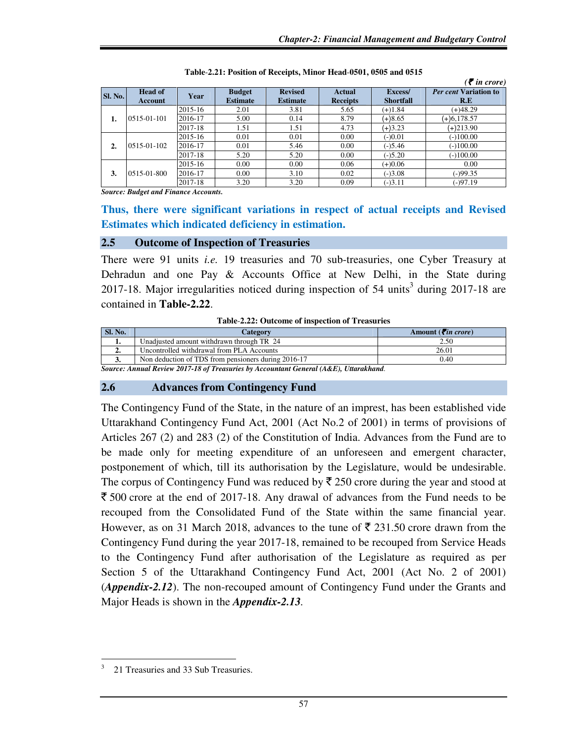**Table-2.21: Position of Receipts, Minor Head-0501, 0505 and 0515**

*(₹ in crore)*

| Sl. No. | Head of Account | Year | Budget Estimate | Revised Estimate | Actual Receipts | Excess/ Shortfall | *Per cent* Variation to R.E |
|---|---|---|---|---|---|---|---|
| **1.** | 0515-01-101 | 2015-16 | 2.01 | 3.81 | 5.65 | (+)1.84 | (+)48.29 |
| | | 2016-17 | 5.00 | 0.14 | 8.79 | (+)8.65 | (+)6,178.57 |
| | | 2017-18 | 1.51 | 1.51 | 4.73 | (+)3.23 | (+)213.90 |
| **2.** | 0515-01-102 | 2015-16 | 0.01 | 0.01 | 0.00 | (-)0.01 | (-)100.00 |
| | | 2016-17 | 0.01 | 5.46 | 0.00 | (-)5.46 | (-)100.00 |
| | | 2017-18 | 5.20 | 5.20 | 0.00 | (-)5.20 | (-)100.00 |
| **3.** | 0515-01-800 | 2015-16 | 0.00 | 0.00 | 0.06 | (+)0.06 | 0.00 |
| | | 2016-17 | 0.00 | 3.10 | 0.02 | (-)3.08 | (-)99.35 |
| | | 2017-18 | 3.20 | 3.20 | 0.09 | (-)3.11 | (-)97.19 |

***Source: Budget and Finance Accounts.***

**Thus, there were significant variations in respect of actual receipts and Revised Estimates which indicated deficiency in estimation.**

## 2.5 Outcome of Inspection of Treasuries

There were 91 units *i.e.* 19 treasuries and 70 sub-treasuries, one Cyber Treasury at Dehradun and one Pay & Accounts Office at New Delhi, in the State during 2017-18. Major irregularities noticed during inspection of 54 units[3] during 2017-18 are contained in **Table-2.22**.

**Table-2.22: Outcome of inspection of Treasuries**

| Sl. No. | Category | Amount (₹*in crore*) |
|---|---|---|
| **1.** | Unadjusted amount withdrawn through TR 24 | 2.50 |
| **2.** | Uncontrolled withdrawal from PLA Accounts | 26.01 |
| **3.** | Non deduction of TDS from pensioners during 2016-17 | 0.40 |

***Source: Annual Review 2017-18 of Treasuries by Accountant General (A&E), Uttarakhand.***

## 2.6 Advances from Contingency Fund

The Contingency Fund of the State, in the nature of an imprest, has been established vide Uttarakhand Contingency Fund Act, 2001 (Act No.2 of 2001) in terms of provisions of Articles 267 (2) and 283 (2) of the Constitution of India. Advances from the Fund are to be made only for meeting expenditure of an unforeseen and emergent character, postponement of which, till its authorisation by the Legislature, would be undesirable. The corpus of Contingency Fund was reduced by ₹ 250 crore during the year and stood at ₹ 500 crore at the end of 2017-18. Any drawal of advances from the Fund needs to be recouped from the Consolidated Fund of the State within the same financial year. However, as on 31 March 2018, advances to the tune of ₹ 231.50 crore drawn from the Contingency Fund during the year 2017-18, remained to be recouped from Service Heads to the Contingency Fund after authorisation of the Legislature as required as per Section 5 of the Uttarakhand Contingency Fund Act, 2001 (Act No. 2 of 2001) (***Appendix-2.12***). The non-recouped amount of Contingency Fund under the Grants and Major Heads is shown in the ***Appendix-2.13***.

---

[3] 21 Treasuries and 33 Sub Treasuries.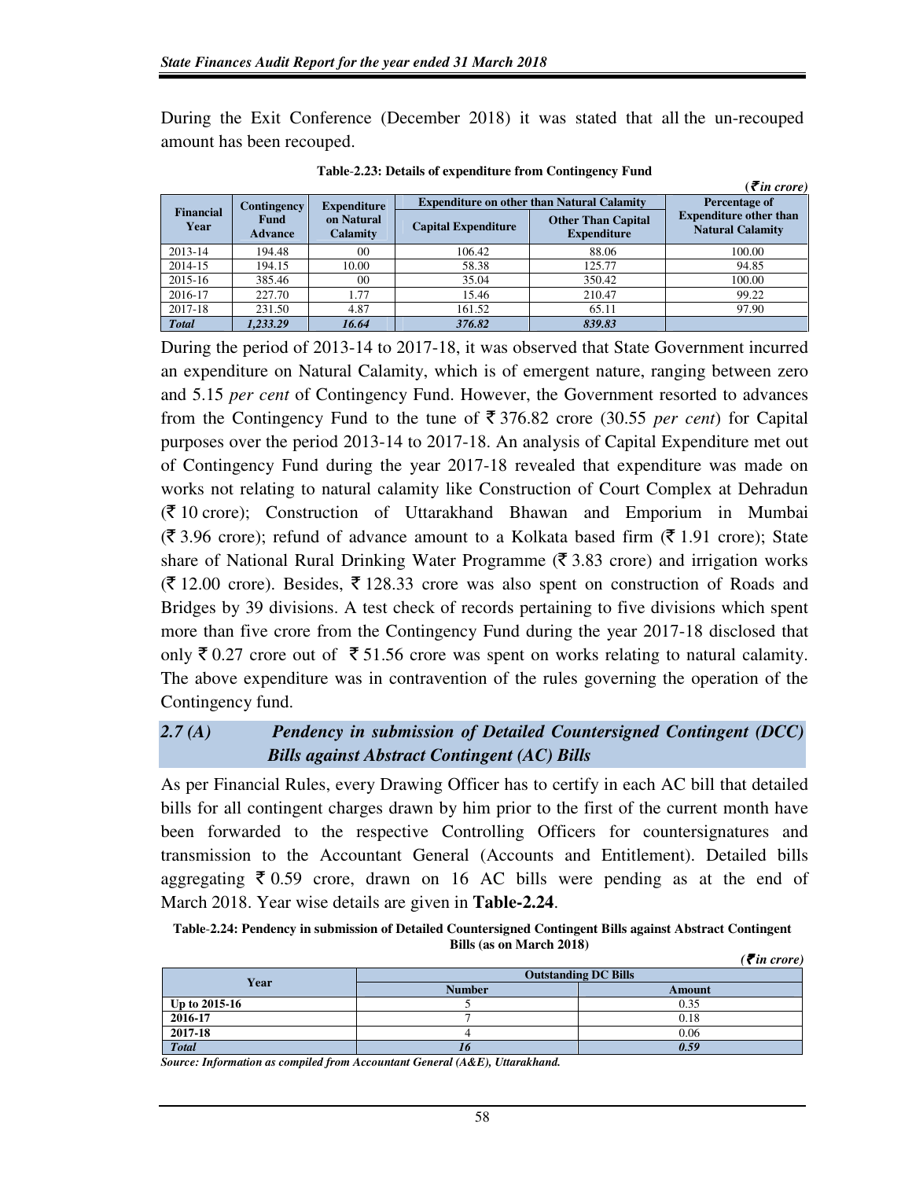During the Exit Conference (December 2018) it was stated that all the un-recouped amount has been recouped.

**Table-2.23: Details of expenditure from Contingency Fund**

*(₹ in crore)*

| Financial Year | Contingency Fund Advance | Expenditure on Natural Calamity | Expenditure on other than Natural Calamity | | Percentage of Expenditure other than Natural Calamity |
|---|---|---|---|---|---|
| | | | Capital Expenditure | Other Than Capital Expenditure | |
| 2013-14 | 194.48 | 00 | 106.42 | 88.06 | 100.00 |
| 2014-15 | 194.15 | 10.00 | 58.38 | 125.77 | 94.85 |
| 2015-16 | 385.46 | 00 | 35.04 | 350.42 | 100.00 |
| 2016-17 | 227.70 | 1.77 | 15.46 | 210.47 | 99.22 |
| 2017-18 | 231.50 | 4.87 | 161.52 | 65.11 | 97.90 |
| ***Total*** | ***1,233.29*** | ***16.64*** | ***376.82*** | ***839.83*** | |

During the period of 2013-14 to 2017-18, it was observed that State Government incurred an expenditure on Natural Calamity, which is of emergent nature, ranging between zero and 5.15 *per cent* of Contingency Fund. However, the Government resorted to advances from the Contingency Fund to the tune of ₹ 376.82 crore (30.55 *per cent*) for Capital purposes over the period 2013-14 to 2017-18. An analysis of Capital Expenditure met out of Contingency Fund during the year 2017-18 revealed that expenditure was made on works not relating to natural calamity like Construction of Court Complex at Dehradun (₹ 10 crore); Construction of Uttarakhand Bhawan and Emporium in Mumbai (₹ 3.96 crore); refund of advance amount to a Kolkata based firm (₹ 1.91 crore); State share of National Rural Drinking Water Programme (₹ 3.83 crore) and irrigation works (₹ 12.00 crore). Besides, ₹ 128.33 crore was also spent on construction of Roads and Bridges by 39 divisions. A test check of records pertaining to five divisions which spent more than five crore from the Contingency Fund during the year 2017-18 disclosed that only ₹ 0.27 crore out of ₹ 51.56 crore was spent on works relating to natural calamity. The above expenditure was in contravention of the rules governing the operation of the Contingency fund.

## *2.7 (A) Pendency in submission of Detailed Countersigned Contingent (DCC) Bills against Abstract Contingent (AC) Bills*

As per Financial Rules, every Drawing Officer has to certify in each AC bill that detailed bills for all contingent charges drawn by him prior to the first of the current month have been forwarded to the respective Controlling Officers for countersignatures and transmission to the Accountant General (Accounts and Entitlement). Detailed bills aggregating ₹ 0.59 crore, drawn on 16 AC bills were pending as at the end of March 2018. Year wise details are given in **Table-2.24**.

**Table-2.24: Pendency in submission of Detailed Countersigned Contingent Bills against Abstract Contingent Bills (as on March 2018)**

*(₹ in crore)*

| Year | Outstanding DC Bills | |
|---|---|---|
| | Number | Amount |
| **Up to 2015-16** | 5 | 0.35 |
| **2016-17** | 7 | 0.18 |
| **2017-18** | 4 | 0.06 |
| ***Total*** | ***16*** | ***0.59*** |

***Source: Information as compiled from Accountant General (A&E), Uttarakhand.***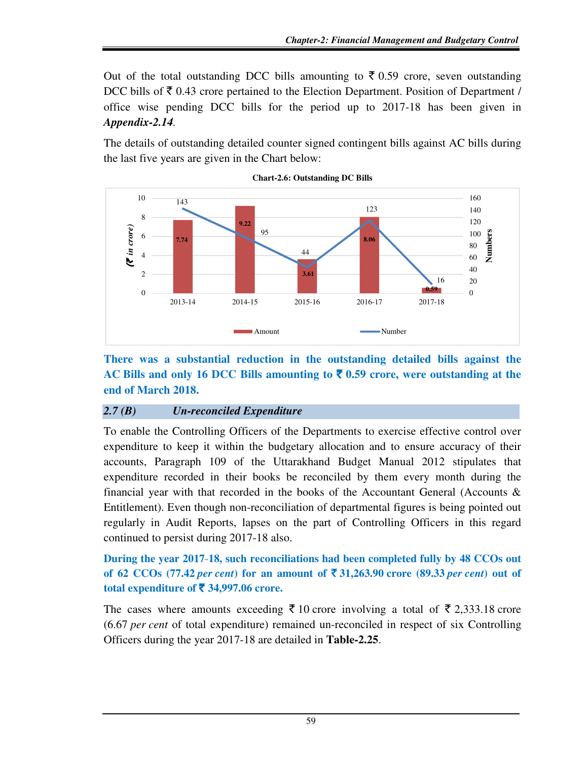Out of the total outstanding DCC bills amounting to ₹ 0.59 crore, seven outstanding DCC bills of ₹ 0.43 crore pertained to the Election Department. Position of Department / office wise pending DCC bills for the period up to 2017-18 has been given in ***Appendix-2.14***.

The details of outstanding detailed counter signed contingent bills against AC bills during the last five years are given in the Chart below:

**Chart-2.6: Outstanding DC Bills**

| Year | Amount (₹ in crore) | Number |
|---|---|---|
| 2013-14 | 7.74 | 143 |
| 2014-15 | 9.22 | 95 |
| 2015-16 | 3.61 | 44 |
| 2016-17 | 8.06 | 123 |
| 2017-18 | 0.59 | 16 |

**There was a substantial reduction in the outstanding detailed bills against the AC Bills and only 16 DCC Bills amounting to ₹ 0.59 crore, were outstanding at the end of March 2018.**

### *2.7 (B) Un-reconciled Expenditure*

To enable the Controlling Officers of the Departments to exercise effective control over expenditure to keep it within the budgetary allocation and to ensure accuracy of their accounts, Paragraph 109 of the Uttarakhand Budget Manual 2012 stipulates that expenditure recorded in their books be reconciled by them every month during the financial year with that recorded in the books of the Accountant General (Accounts & Entitlement). Even though non-reconciliation of departmental figures is being pointed out regularly in Audit Reports, lapses on the part of Controlling Officers in this regard continued to persist during 2017-18 also.

**During the year 2017-18, such reconciliations had been completed fully by 48 CCOs out of 62 CCOs (77.42 *per cent*) for an amount of ₹ 31,263.90 crore (89.33 *per cent*) out of total expenditure of ₹ 34,997.06 crore.**

The cases where amounts exceeding ₹ 10 crore involving a total of ₹ 2,333.18 crore (6.67 *per cent* of total expenditure) remained un-reconciled in respect of six Controlling Officers during the year 2017-18 are detailed in **Table-2.25**.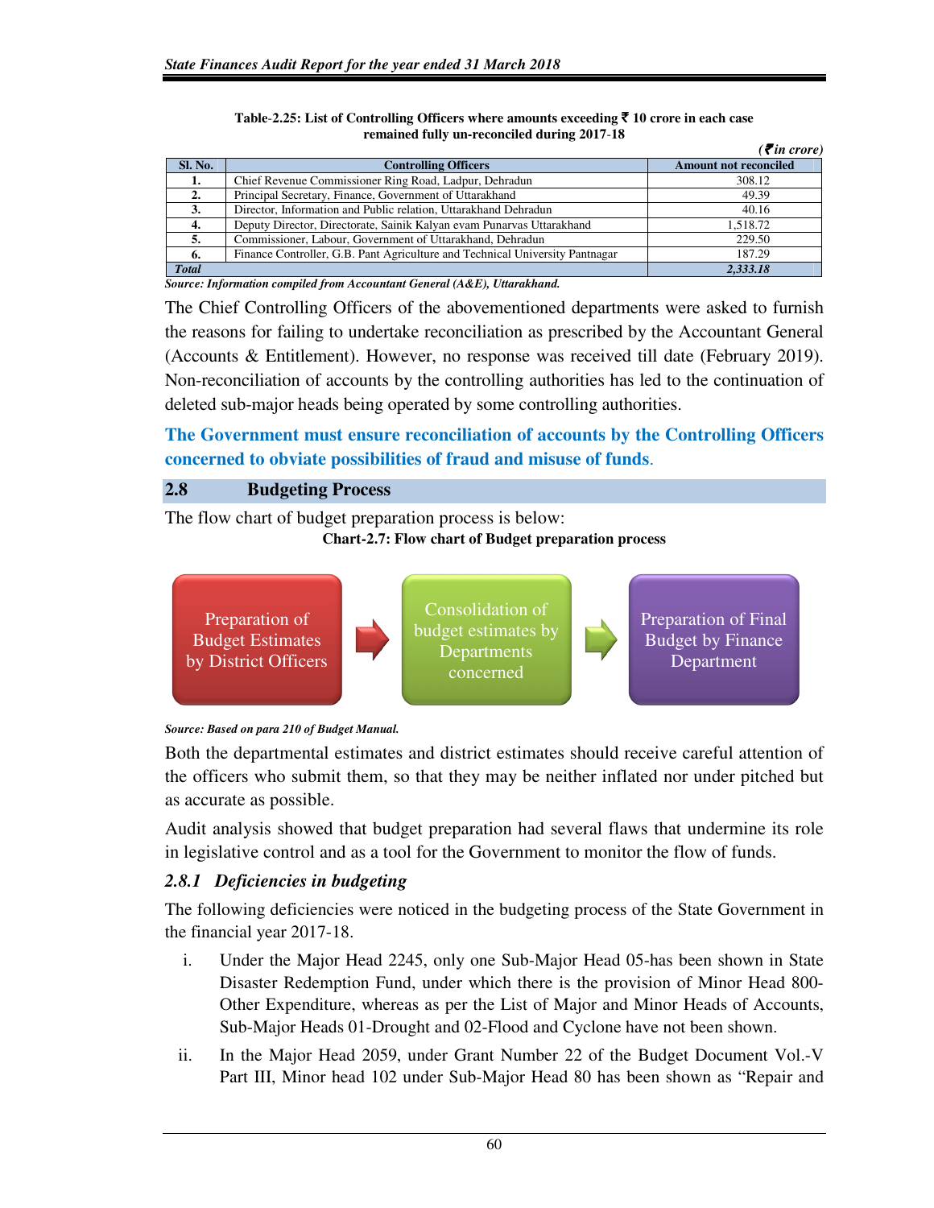**Table-2.25: List of Controlling Officers where amounts exceeding ₹ 10 crore in each case remained fully un-reconciled during 2017-18**

*(₹ in crore)*

| Sl. No. | Controlling Officers | Amount not reconciled |
|---|---|---|
| 1. | Chief Revenue Commissioner Ring Road, Ladpur, Dehradun | 308.12 |
| 2. | Principal Secretary, Finance, Government of Uttarakhand | 49.39 |
| 3. | Director, Information and Public relation, Uttarakhand Dehradun | 40.16 |
| 4. | Deputy Director, Directorate, Sainik Kalyan evam Punarvas Uttarakhand | 1,518.72 |
| 5. | Commissioner, Labour, Government of Uttarakhand, Dehradun | 229.50 |
| 6. | Finance Controller, G.B. Pant Agriculture and Technical University Pantnagar | 187.29 |
| ***Total*** | | ***2,333.18*** |

***Source: Information compiled from Accountant General (A&E), Uttarakhand.***

The Chief Controlling Officers of the abovementioned departments were asked to furnish the reasons for failing to undertake reconciliation as prescribed by the Accountant General (Accounts & Entitlement). However, no response was received till date (February 2019). Non-reconciliation of accounts by the controlling authorities has led to the continuation of deleted sub-major heads being operated by some controlling authorities.

**The Government must ensure reconciliation of accounts by the Controlling Officers concerned to obviate possibilities of fraud and misuse of funds.**

## 2.8 Budgeting Process

The flow chart of budget preparation process is below:

**Chart-2.7: Flow chart of Budget preparation process**

Preparation of Budget Estimates by District Officers → Consolidation of budget estimates by Departments concerned → Preparation of Final Budget by Finance Department

***Source: Based on para 210 of Budget Manual.***

Both the departmental estimates and district estimates should receive careful attention of the officers who submit them, so that they may be neither inflated nor under pitched but as accurate as possible.

Audit analysis showed that budget preparation had several flaws that undermine its role in legislative control and as a tool for the Government to monitor the flow of funds.

### *2.8.1 Deficiencies in budgeting*

The following deficiencies were noticed in the budgeting process of the State Government in the financial year 2017-18.

i. Under the Major Head 2245, only one Sub-Major Head 05-has been shown in State Disaster Redemption Fund, under which there is the provision of Minor Head 800-Other Expenditure, whereas as per the List of Major and Minor Heads of Accounts, Sub-Major Heads 01-Drought and 02-Flood and Cyclone have not been shown.

ii. In the Major Head 2059, under Grant Number 22 of the Budget Document Vol.-V Part III, Minor head 102 under Sub-Major Head 80 has been shown as "Repair and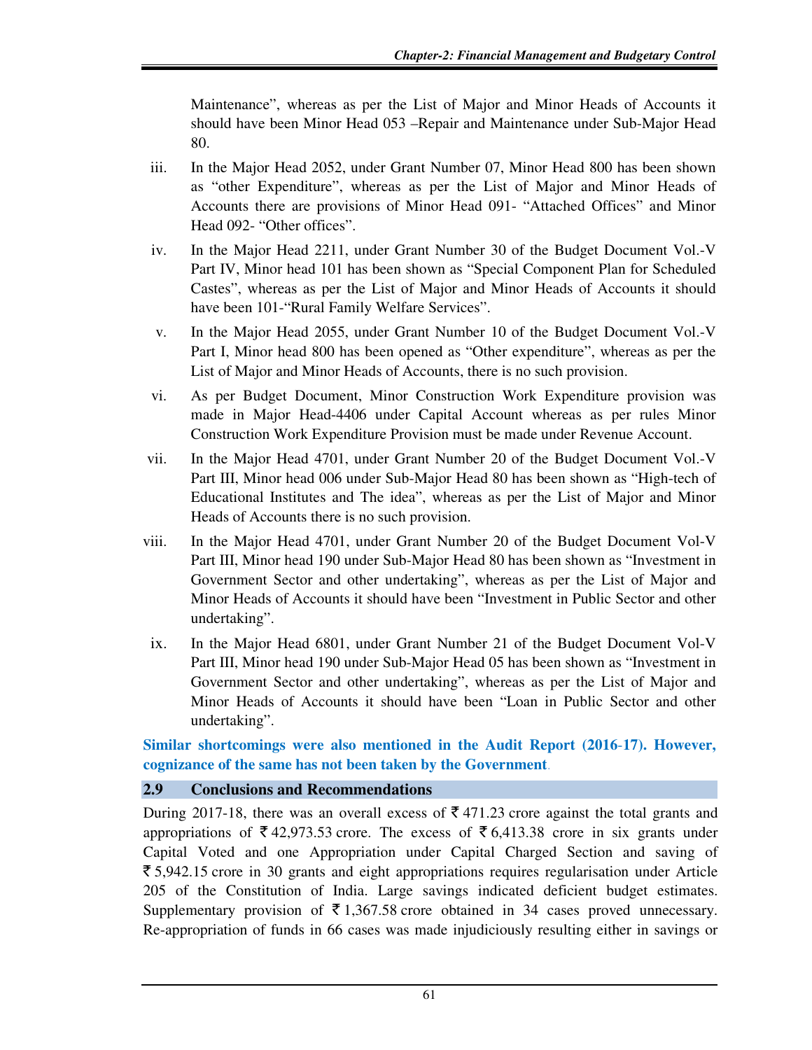Maintenance", whereas as per the List of Major and Minor Heads of Accounts it should have been Minor Head 053 –Repair and Maintenance under Sub-Major Head 80.

iii. In the Major Head 2052, under Grant Number 07, Minor Head 800 has been shown as "other Expenditure", whereas as per the List of Major and Minor Heads of Accounts there are provisions of Minor Head 091- "Attached Offices" and Minor Head 092- "Other offices".

iv. In the Major Head 2211, under Grant Number 30 of the Budget Document Vol.-V Part IV, Minor head 101 has been shown as "Special Component Plan for Scheduled Castes", whereas as per the List of Major and Minor Heads of Accounts it should have been 101-"Rural Family Welfare Services".

v. In the Major Head 2055, under Grant Number 10 of the Budget Document Vol.-V Part I, Minor head 800 has been opened as "Other expenditure", whereas as per the List of Major and Minor Heads of Accounts, there is no such provision.

vi. As per Budget Document, Minor Construction Work Expenditure provision was made in Major Head-4406 under Capital Account whereas as per rules Minor Construction Work Expenditure Provision must be made under Revenue Account.

vii. In the Major Head 4701, under Grant Number 20 of the Budget Document Vol.-V Part III, Minor head 006 under Sub-Major Head 80 has been shown as "High-tech of Educational Institutes and The idea", whereas as per the List of Major and Minor Heads of Accounts there is no such provision.

viii. In the Major Head 4701, under Grant Number 20 of the Budget Document Vol-V Part III, Minor head 190 under Sub-Major Head 80 has been shown as "Investment in Government Sector and other undertaking", whereas as per the List of Major and Minor Heads of Accounts it should have been "Investment in Public Sector and other undertaking".

ix. In the Major Head 6801, under Grant Number 21 of the Budget Document Vol-V Part III, Minor head 190 under Sub-Major Head 05 has been shown as "Investment in Government Sector and other undertaking", whereas as per the List of Major and Minor Heads of Accounts it should have been "Loan in Public Sector and other undertaking".

**Similar shortcomings were also mentioned in the Audit Report (2016-17). However, cognizance of the same has not been taken by the Government.**

## 2.9 Conclusions and Recommendations

During 2017-18, there was an overall excess of ₹ 471.23 crore against the total grants and appropriations of ₹ 42,973.53 crore. The excess of ₹ 6,413.38 crore in six grants under Capital Voted and one Appropriation under Capital Charged Section and saving of ₹ 5,942.15 crore in 30 grants and eight appropriations requires regularisation under Article 205 of the Constitution of India. Large savings indicated deficient budget estimates. Supplementary provision of ₹ 1,367.58 crore obtained in 34 cases proved unnecessary. Re-appropriation of funds in 66 cases was made injudiciously resulting either in savings or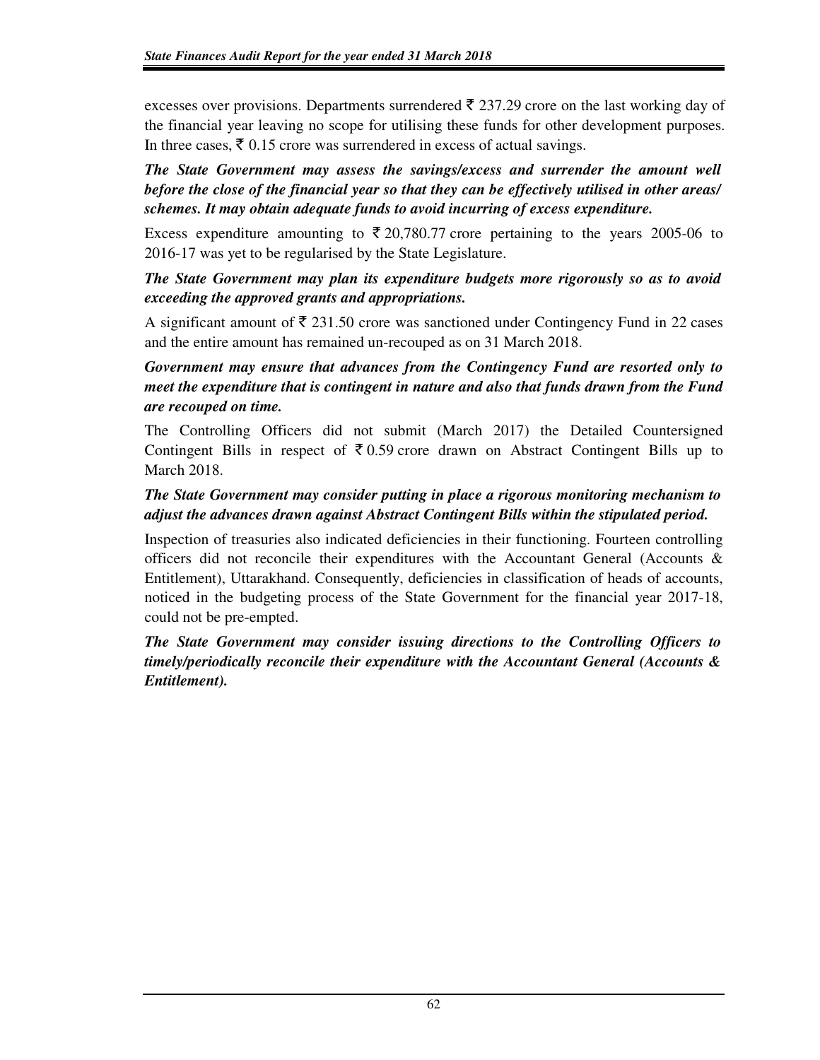excesses over provisions. Departments surrendered ₹ 237.29 crore on the last working day of the financial year leaving no scope for utilising these funds for other development purposes. In three cases, ₹ 0.15 crore was surrendered in excess of actual savings.

***The State Government may assess the savings/excess and surrender the amount well before the close of the financial year so that they can be effectively utilised in other areas/ schemes. It may obtain adequate funds to avoid incurring of excess expenditure.***

Excess expenditure amounting to ₹ 20,780.77 crore pertaining to the years 2005-06 to 2016-17 was yet to be regularised by the State Legislature.

***The State Government may plan its expenditure budgets more rigorously so as to avoid exceeding the approved grants and appropriations.***

A significant amount of ₹ 231.50 crore was sanctioned under Contingency Fund in 22 cases and the entire amount has remained un-recouped as on 31 March 2018.

***Government may ensure that advances from the Contingency Fund are resorted only to meet the expenditure that is contingent in nature and also that funds drawn from the Fund are recouped on time.***

The Controlling Officers did not submit (March 2017) the Detailed Countersigned Contingent Bills in respect of ₹ 0.59 crore drawn on Abstract Contingent Bills up to March 2018.

***The State Government may consider putting in place a rigorous monitoring mechanism to adjust the advances drawn against Abstract Contingent Bills within the stipulated period.***

Inspection of treasuries also indicated deficiencies in their functioning. Fourteen controlling officers did not reconcile their expenditures with the Accountant General (Accounts & Entitlement), Uttarakhand. Consequently, deficiencies in classification of heads of accounts, noticed in the budgeting process of the State Government for the financial year 2017-18, could not be pre-empted.

***The State Government may consider issuing directions to the Controlling Officers to timely/periodically reconcile their expenditure with the Accountant General (Accounts & Entitlement).***